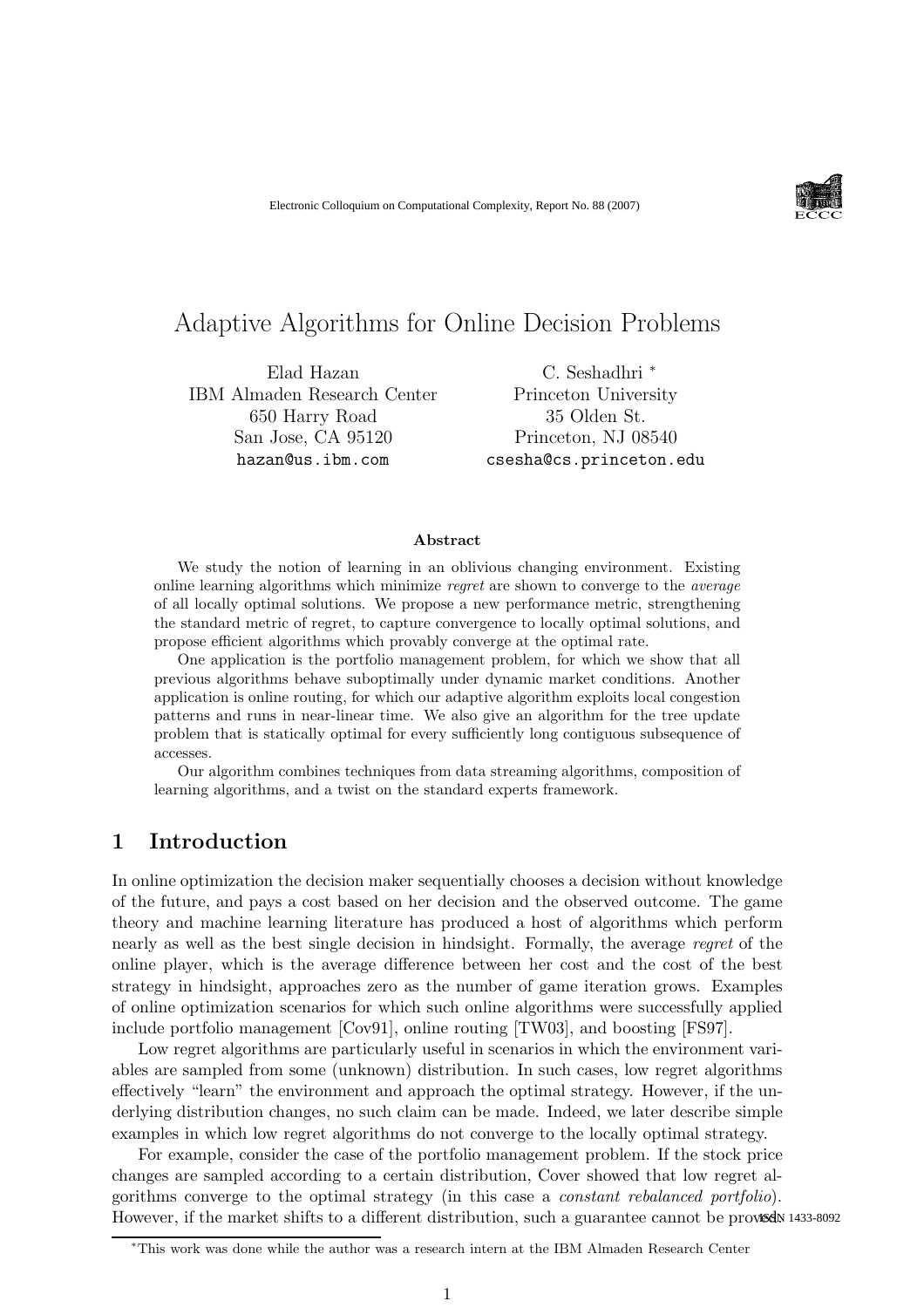# Adaptive Algorithms for Online Decision Problems

Elad Hazan
IBM Almaden Research Center
650 Harry Road
San Jose, CA 95120
hazan@us.ibm.com

C. Seshadhri [*]
Princeton University
35 Olden St.
Princeton, NJ 08540
csesha@cs.princeton.edu

**Abstract**

We study the notion of learning in an oblivious changing environment. Existing online learning algorithms which minimize *regret* are shown to converge to the *average* of all locally optimal solutions. We propose a new performance metric, strengthening the standard metric of regret, to capture convergence to locally optimal solutions, and propose efficient algorithms which provably converge at the optimal rate.

One application is the portfolio management problem, for which we show that all previous algorithms behave suboptimally under dynamic market conditions. Another application is online routing, for which our adaptive algorithm exploits local congestion patterns and runs in near-linear time. We also give an algorithm for the tree update problem that is statically optimal for every sufficiently long contiguous subsequence of accesses.

Our algorithm combines techniques from data streaming algorithms, composition of learning algorithms, and a twist on the standard experts framework.

## 1 Introduction

In online optimization the decision maker sequentially chooses a decision without knowledge of the future, and pays a cost based on her decision and the observed outcome. The game theory and machine learning literature has produced a host of algorithms which perform nearly as well as the best single decision in hindsight. Formally, the average *regret* of the online player, which is the average difference between her cost and the cost of the best strategy in hindsight, approaches zero as the number of game iteration grows. Examples of online optimization scenarios for which such online algorithms were successfully applied include portfolio management [Cov91], online routing [TW03], and boosting [FS97].

Low regret algorithms are particularly useful in scenarios in which the environment variables are sampled from some (unknown) distribution. In such cases, low regret algorithms effectively "learn" the environment and approach the optimal strategy. However, if the underlying distribution changes, no such claim can be made. Indeed, we later describe simple examples in which low regret algorithms do not converge to the locally optimal strategy.

For example, consider the case of the portfolio management problem. If the stock price changes are sampled according to a certain distribution, Cover showed that low regret algorithms converge to the optimal strategy (in this case a *constant rebalanced portfolio*). However, if the market shifts to a different distribution, such a guarantee cannot be proved.

[*]This work was done while the author was a research intern at the IBM Almaden Research Center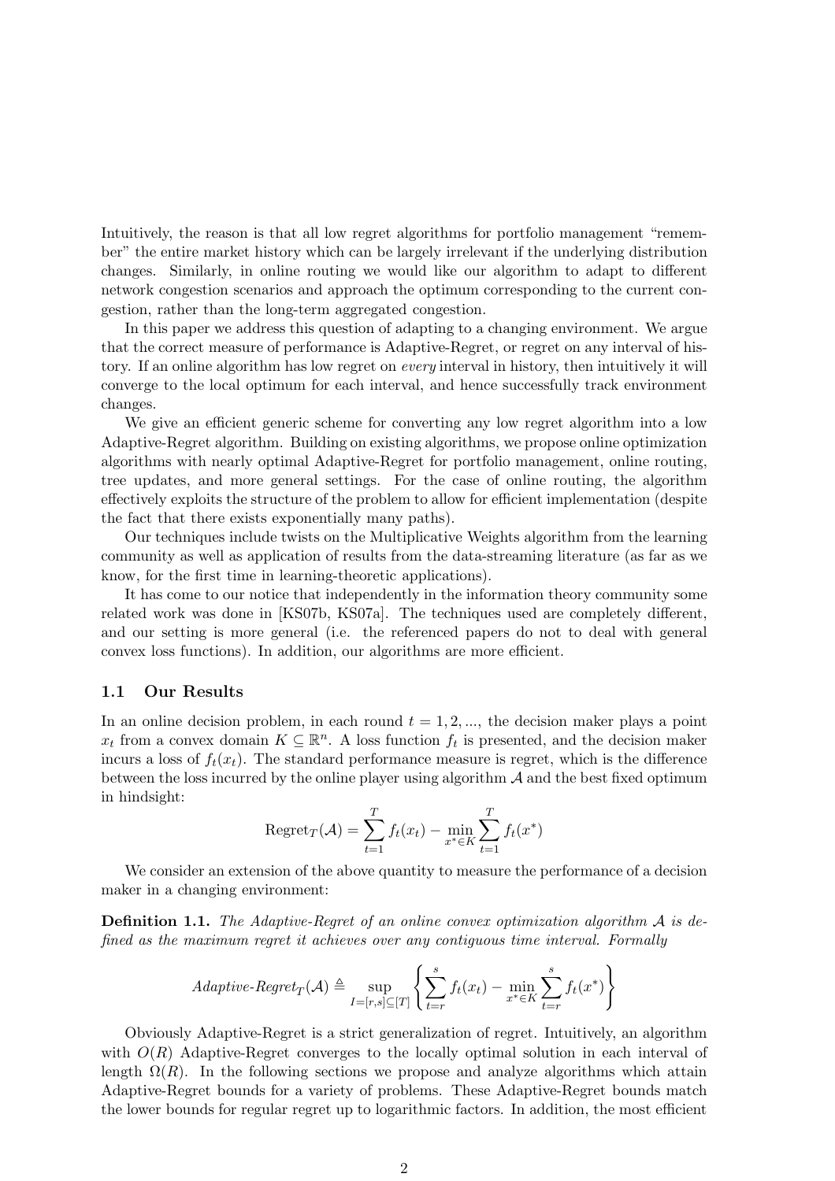Intuitively, the reason is that all low regret algorithms for portfolio management "remember" the entire market history which can be largely irrelevant if the underlying distribution changes. Similarly, in online routing we would like our algorithm to adapt to different network congestion scenarios and approach the optimum corresponding to the current congestion, rather than the long-term aggregated congestion.

In this paper we address this question of adapting to a changing environment. We argue that the correct measure of performance is Adaptive-Regret, or regret on any interval of history. If an online algorithm has low regret on *every* interval in history, then intuitively it will converge to the local optimum for each interval, and hence successfully track environment changes.

We give an efficient generic scheme for converting any low regret algorithm into a low Adaptive-Regret algorithm. Building on existing algorithms, we propose online optimization algorithms with nearly optimal Adaptive-Regret for portfolio management, online routing, tree updates, and more general settings. For the case of online routing, the algorithm effectively exploits the structure of the problem to allow for efficient implementation (despite the fact that there exists exponentially many paths).

Our techniques include twists on the Multiplicative Weights algorithm from the learning community as well as application of results from the data-streaming literature (as far as we know, for the first time in learning-theoretic applications).

It has come to our notice that independently in the information theory community some related work was done in [KS07b, KS07a]. The techniques used are completely different, and our setting is more general (i.e. the referenced papers do not to deal with general convex loss functions). In addition, our algorithms are more efficient.

### 1.1 Our Results

In an online decision problem, in each round $t = 1, 2, ...$, the decision maker plays a point $x_t$ from a convex domain $K \subseteq \mathbb{R}^n$. A loss function $f_t$ is presented, and the decision maker incurs a loss of $f_t(x_t)$. The standard performance measure is regret, which is the difference between the loss incurred by the online player using algorithm $\mathcal{A}$ and the best fixed optimum in hindsight:

$$\text{Regret}_T(\mathcal{A}) = \sum_{t=1}^{T} f_t(x_t) - \min_{x^* \in K} \sum_{t=1}^{T} f_t(x^*)$$

We consider an extension of the above quantity to measure the performance of a decision maker in a changing environment:

**Definition 1.1.** *The Adaptive-Regret of an online convex optimization algorithm $\mathcal{A}$ is defined as the maximum regret it achieves over any contiguous time interval. Formally*

$$\textit{Adaptive-Regret}_T(\mathcal{A}) \triangleq \sup_{I=[r,s]\subseteq[T]} \left\{ \sum_{t=r}^{s} f_t(x_t) - \min_{x^* \in K} \sum_{t=r}^{s} f_t(x^*) \right\}$$

Obviously Adaptive-Regret is a strict generalization of regret. Intuitively, an algorithm with $O(R)$ Adaptive-Regret converges to the locally optimal solution in each interval of length $\Omega(R)$. In the following sections we propose and analyze algorithms which attain Adaptive-Regret bounds for a variety of problems. These Adaptive-Regret bounds match the lower bounds for regular regret up to logarithmic factors. In addition, the most efficient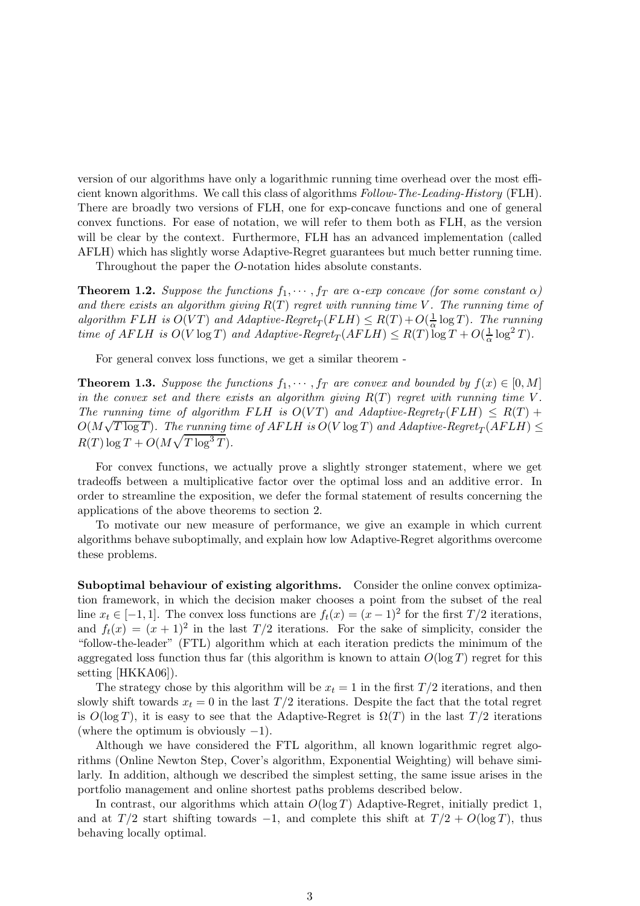version of our algorithms have only a logarithmic running time overhead over the most efficient known algorithms. We call this class of algorithms *Follow-The-Leading-History* (FLH). There are broadly two versions of FLH, one for exp-concave functions and one of general convex functions. For ease of notation, we will refer to them both as FLH, as the version will be clear by the context. Furthermore, FLH has an advanced implementation (called AFLH) which has slightly worse Adaptive-Regret guarantees but much better running time.

Throughout the paper the $O$-notation hides absolute constants.

**Theorem 1.2.** *Suppose the functions $f_1, \cdots, f_T$ are $\alpha$-exp concave (for some constant $\alpha$) and there exists an algorithm giving $R(T)$ regret with running time $V$. The running time of algorithm FLH is $O(VT)$ and Adaptive-Regret$_T(FLH) \leq R(T) + O(\frac{1}{\alpha}\log T)$. The running time of AFLH is $O(V \log T)$ and Adaptive-Regret$_T(AFLH) \leq R(T)\log T + O(\frac{1}{\alpha}\log^2 T)$.*

For general convex loss functions, we get a similar theorem -

**Theorem 1.3.** *Suppose the functions $f_1, \cdots, f_T$ are convex and bounded by $f(x) \in [0, M]$ in the convex set and there exists an algorithm giving $R(T)$ regret with running time $V$. The running time of algorithm FLH is $O(VT)$ and Adaptive-Regret$_T(FLH) \leq R(T) + O(M\sqrt{T \log T})$. The running time of AFLH is $O(V \log T)$ and Adaptive-Regret$_T(AFLH) \leq R(T)\log T + O(M\sqrt{T \log^3 T})$.*

For convex functions, we actually prove a slightly stronger statement, where we get tradeoffs between a multiplicative factor over the optimal loss and an additive error. In order to streamline the exposition, we defer the formal statement of results concerning the applications of the above theorems to section 2.

To motivate our new measure of performance, we give an example in which current algorithms behave suboptimally, and explain how low Adaptive-Regret algorithms overcome these problems.

**Suboptimal behaviour of existing algorithms.** Consider the online convex optimization framework, in which the decision maker chooses a point from the subset of the real line $x_t \in [-1, 1]$. The convex loss functions are $f_t(x) = (x-1)^2$ for the first $T/2$ iterations, and $f_t(x) = (x+1)^2$ in the last $T/2$ iterations. For the sake of simplicity, consider the "follow-the-leader" (FTL) algorithm which at each iteration predicts the minimum of the aggregated loss function thus far (this algorithm is known to attain $O(\log T)$ regret for this setting [HKKA06]).

The strategy chose by this algorithm will be $x_t = 1$ in the first $T/2$ iterations, and then slowly shift towards $x_t = 0$ in the last $T/2$ iterations. Despite the fact that the total regret is $O(\log T)$, it is easy to see that the Adaptive-Regret is $\Omega(T)$ in the last $T/2$ iterations (where the optimum is obviously $-1$).

Although we have considered the FTL algorithm, all known logarithmic regret algorithms (Online Newton Step, Cover's algorithm, Exponential Weighting) will behave similarly. In addition, although we described the simplest setting, the same issue arises in the portfolio management and online shortest paths problems described below.

In contrast, our algorithms which attain $O(\log T)$ Adaptive-Regret, initially predict 1, and at $T/2$ start shifting towards $-1$, and complete this shift at $T/2 + O(\log T)$, thus behaving locally optimal.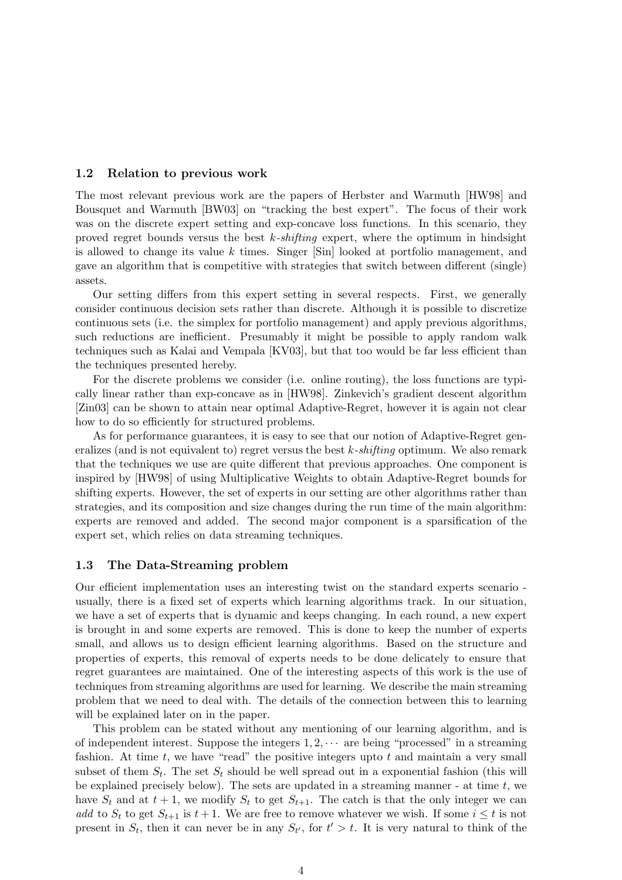### 1.2 Relation to previous work

The most relevant previous work are the papers of Herbster and Warmuth [HW98] and Bousquet and Warmuth [BW03] on "tracking the best expert". The focus of their work was on the discrete expert setting and exp-concave loss functions. In this scenario, they proved regret bounds versus the best $k$-*shifting* expert, where the optimum in hindsight is allowed to change its value $k$ times. Singer [Sin] looked at portfolio management, and gave an algorithm that is competitive with strategies that switch between different (single) assets.

Our setting differs from this expert setting in several respects. First, we generally consider continuous decision sets rather than discrete. Although it is possible to discretize continuous sets (i.e. the simplex for portfolio management) and apply previous algorithms, such reductions are inefficient. Presumably it might be possible to apply random walk techniques such as Kalai and Vempala [KV03], but that too would be far less efficient than the techniques presented hereby.

For the discrete problems we consider (i.e. online routing), the loss functions are typically linear rather than exp-concave as in [HW98]. Zinkevich's gradient descent algorithm [Zin03] can be shown to attain near optimal Adaptive-Regret, however it is again not clear how to do so efficiently for structured problems.

As for performance guarantees, it is easy to see that our notion of Adaptive-Regret generalizes (and is not equivalent to) regret versus the best $k$-*shifting* optimum. We also remark that the techniques we use are quite different that previous approaches. One component is inspired by [HW98] of using Multiplicative Weights to obtain Adaptive-Regret bounds for shifting experts. However, the set of experts in our setting are other algorithms rather than strategies, and its composition and size changes during the run time of the main algorithm: experts are removed and added. The second major component is a sparsification of the expert set, which relies on data streaming techniques.

### 1.3 The Data-Streaming problem

Our efficient implementation uses an interesting twist on the standard experts scenario - usually, there is a fixed set of experts which learning algorithms track. In our situation, we have a set of experts that is dynamic and keeps changing. In each round, a new expert is brought in and some experts are removed. This is done to keep the number of experts small, and allows us to design efficient learning algorithms. Based on the structure and properties of experts, this removal of experts needs to be done delicately to ensure that regret guarantees are maintained. One of the interesting aspects of this work is the use of techniques from streaming algorithms are used for learning. We describe the main streaming problem that we need to deal with. The details of the connection between this to learning will be explained later on in the paper.

This problem can be stated without any mentioning of our learning algorithm, and is of independent interest. Suppose the integers $1, 2, \cdots$ are being "processed" in a streaming fashion. At time $t$, we have "read" the positive integers upto $t$ and maintain a very small subset of them $S_t$. The set $S_t$ should be well spread out in a exponential fashion (this will be explained precisely below). The sets are updated in a streaming manner - at time $t$, we have $S_t$ and at $t+1$, we modify $S_t$ to get $S_{t+1}$. The catch is that the only integer we can *add* to $S_t$ to get $S_{t+1}$ is $t+1$. We are free to remove whatever we wish. If some $i \leq t$ is not present in $S_t$, then it can never be in any $S_{t'}$, for $t' > t$. It is very natural to think of the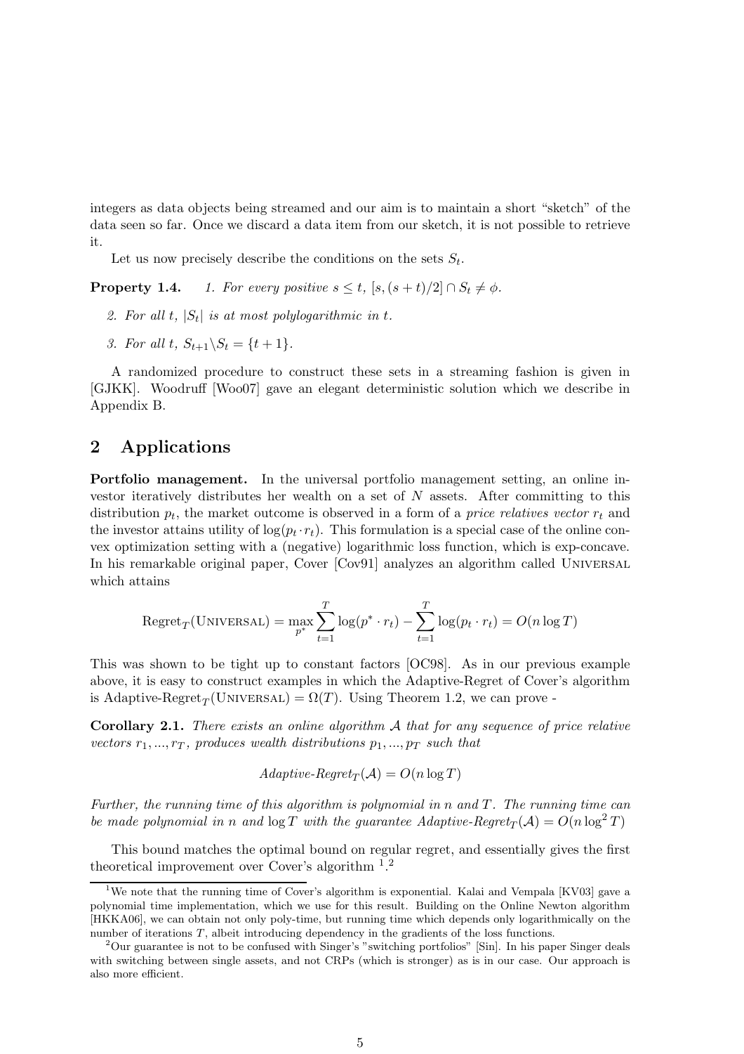integers as data objects being streamed and our aim is to maintain a short "sketch" of the data seen so far. Once we discard a data item from our sketch, it is not possible to retrieve it.

Let us now precisely describe the conditions on the sets $S_t$.

**Property 1.4.** *1. For every positive $s \leq t$, $[s, (s+t)/2] \cap S_t \neq \phi$.*

*2. For all $t$, $|S_t|$ is at most polylogarithmic in $t$.*

*3. For all $t$, $S_{t+1} \backslash S_t = \{t+1\}$.*

A randomized procedure to construct these sets in a streaming fashion is given in [GJKK]. Woodruff [Woo07] gave an elegant deterministic solution which we describe in Appendix B.

## 2 Applications

**Portfolio management.** In the universal portfolio management setting, an online investor iteratively distributes her wealth on a set of $N$ assets. After committing to this distribution $p_t$, the market outcome is observed in a form of a *price relatives vector* $r_t$ and the investor attains utility of $\log(p_t \cdot r_t)$. This formulation is a special case of the online convex optimization setting with a (negative) logarithmic loss function, which is exp-concave. In his remarkable original paper, Cover [Cov91] analyzes an algorithm called Universal which attains

$$\text{Regret}_T(\text{Universal}) = \max_{p^*} \sum_{t=1}^{T} \log(p^* \cdot r_t) - \sum_{t=1}^{T} \log(p_t \cdot r_t) = O(n \log T)$$

This was shown to be tight up to constant factors [OC98]. As in our previous example above, it is easy to construct examples in which the Adaptive-Regret of Cover's algorithm is $\text{Adaptive-Regret}_T(\text{Universal}) = \Omega(T)$. Using Theorem 1.2, we can prove -

**Corollary 2.1.** *There exists an online algorithm $\mathcal{A}$ that for any sequence of price relative vectors $r_1, ..., r_T$, produces wealth distributions $p_1, ..., p_T$ such that*

$$\textit{Adaptive-Regret}_T(\mathcal{A}) = O(n \log T)$$

*Further, the running time of this algorithm is polynomial in $n$ and $T$. The running time can be made polynomial in $n$ and $\log T$ with the guarantee $\textit{Adaptive-Regret}_T(\mathcal{A}) = O(n \log^2 T)$*

This bound matches the optimal bound on regular regret, and essentially gives the first theoretical improvement over Cover's algorithm [1].[2]

[1] We note that the running time of Cover's algorithm is exponential. Kalai and Vempala [KV03] gave a polynomial time implementation, which we use for this result. Building on the Online Newton algorithm [HKKA06], we can obtain not only poly-time, but running time which depends only logarithmically on the number of iterations $T$, albeit introducing dependency in the gradients of the loss functions.

[2] Our guarantee is not to be confused with Singer's "switching portfolios" [Sin]. In his paper Singer deals with switching between single assets, and not CRPs (which is stronger) as is in our case. Our approach is also more efficient.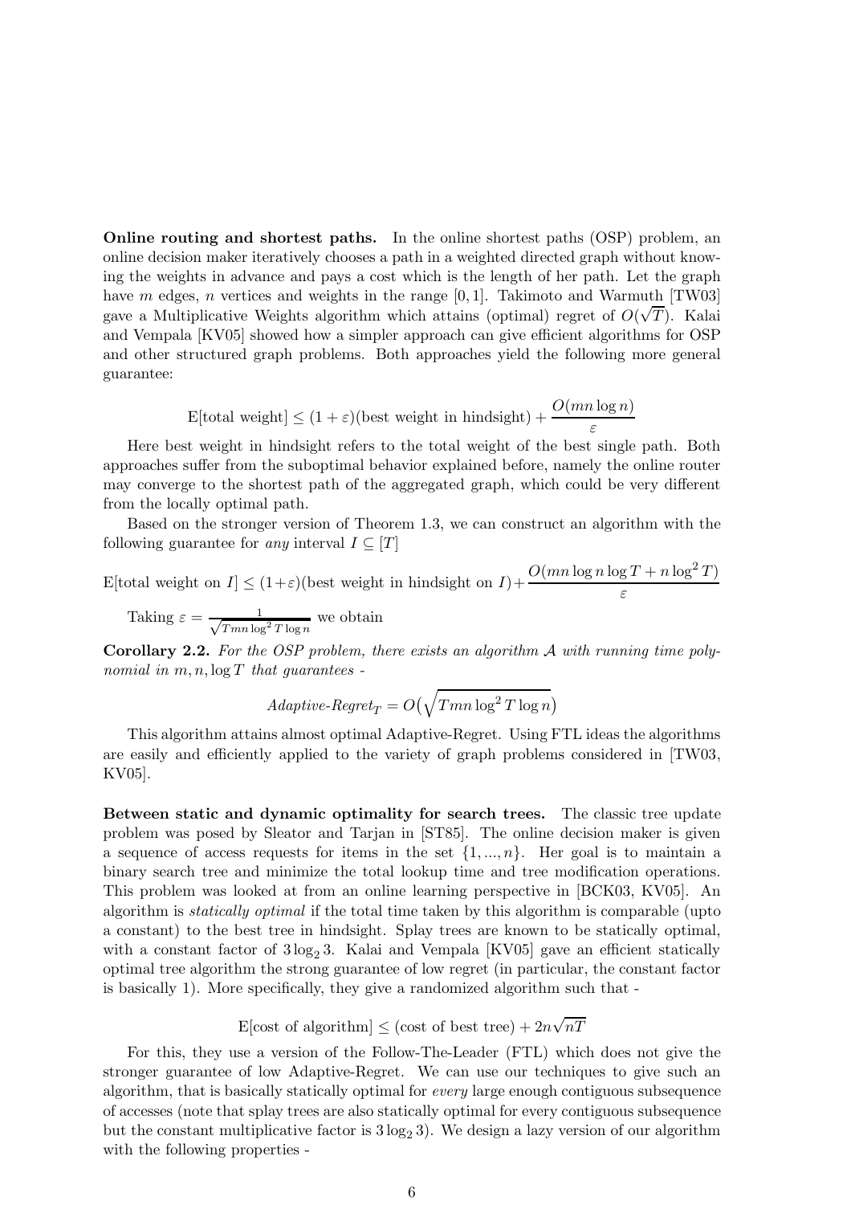**Online routing and shortest paths.** In the online shortest paths (OSP) problem, an online decision maker iteratively chooses a path in a weighted directed graph without knowing the weights in advance and pays a cost which is the length of her path. Let the graph have $m$ edges, $n$ vertices and weights in the range $[0, 1]$. Takimoto and Warmuth [TW03] gave a Multiplicative Weights algorithm which attains (optimal) regret of $O(\sqrt{T})$. Kalai and Vempala [KV05] showed how a simpler approach can give efficient algorithms for OSP and other structured graph problems. Both approaches yield the following more general guarantee:

$$\text{E[total weight]} \leq (1 + \varepsilon)(\text{best weight in hindsight}) + \frac{O(mn \log n)}{\varepsilon}$$

Here best weight in hindsight refers to the total weight of the best single path. Both approaches suffer from the suboptimal behavior explained before, namely the online router may converge to the shortest path of the aggregated graph, which could be very different from the locally optimal path.

Based on the stronger version of Theorem 1.3, we can construct an algorithm with the following guarantee for *any* interval $I \subseteq [T]$

$$\text{E[total weight on } I] \leq (1+\varepsilon)(\text{best weight in hindsight on } I) + \frac{O(mn \log n \log T + n \log^2 T)}{\varepsilon}$$

Taking $\varepsilon = \frac{1}{\sqrt{Tmn \log^2 T \log n}}$ we obtain

**Corollary 2.2.** *For the OSP problem, there exists an algorithm $\mathcal{A}$ with running time polynomial in $m, n, \log T$ that guarantees -*

$$\textit{Adaptive-Regret}_T = O\big(\sqrt{Tmn \log^2 T \log n}\big)$$

This algorithm attains almost optimal Adaptive-Regret. Using FTL ideas the algorithms are easily and efficiently applied to the variety of graph problems considered in [TW03, KV05].

**Between static and dynamic optimality for search trees.** The classic tree update problem was posed by Sleator and Tarjan in [ST85]. The online decision maker is given a sequence of access requests for items in the set $\{1, ..., n\}$. Her goal is to maintain a binary search tree and minimize the total lookup time and tree modification operations. This problem was looked at from an online learning perspective in [BCK03, KV05]. An algorithm is *statically optimal* if the total time taken by this algorithm is comparable (upto a constant) to the best tree in hindsight. Splay trees are known to be statically optimal, with a constant factor of $3 \log_2 3$. Kalai and Vempala [KV05] gave an efficient statically optimal tree algorithm the strong guarantee of low regret (in particular, the constant factor is basically 1). More specifically, they give a randomized algorithm such that -

$$\text{E[cost of algorithm]} \leq (\text{cost of best tree}) + 2n\sqrt{nT}$$

For this, they use a version of the Follow-The-Leader (FTL) which does not give the stronger guarantee of low Adaptive-Regret. We can use our techniques to give such an algorithm, that is basically statically optimal for *every* large enough contiguous subsequence of accesses (note that splay trees are also statically optimal for every contiguous subsequence but the constant multiplicative factor is $3 \log_2 3$). We design a lazy version of our algorithm with the following properties -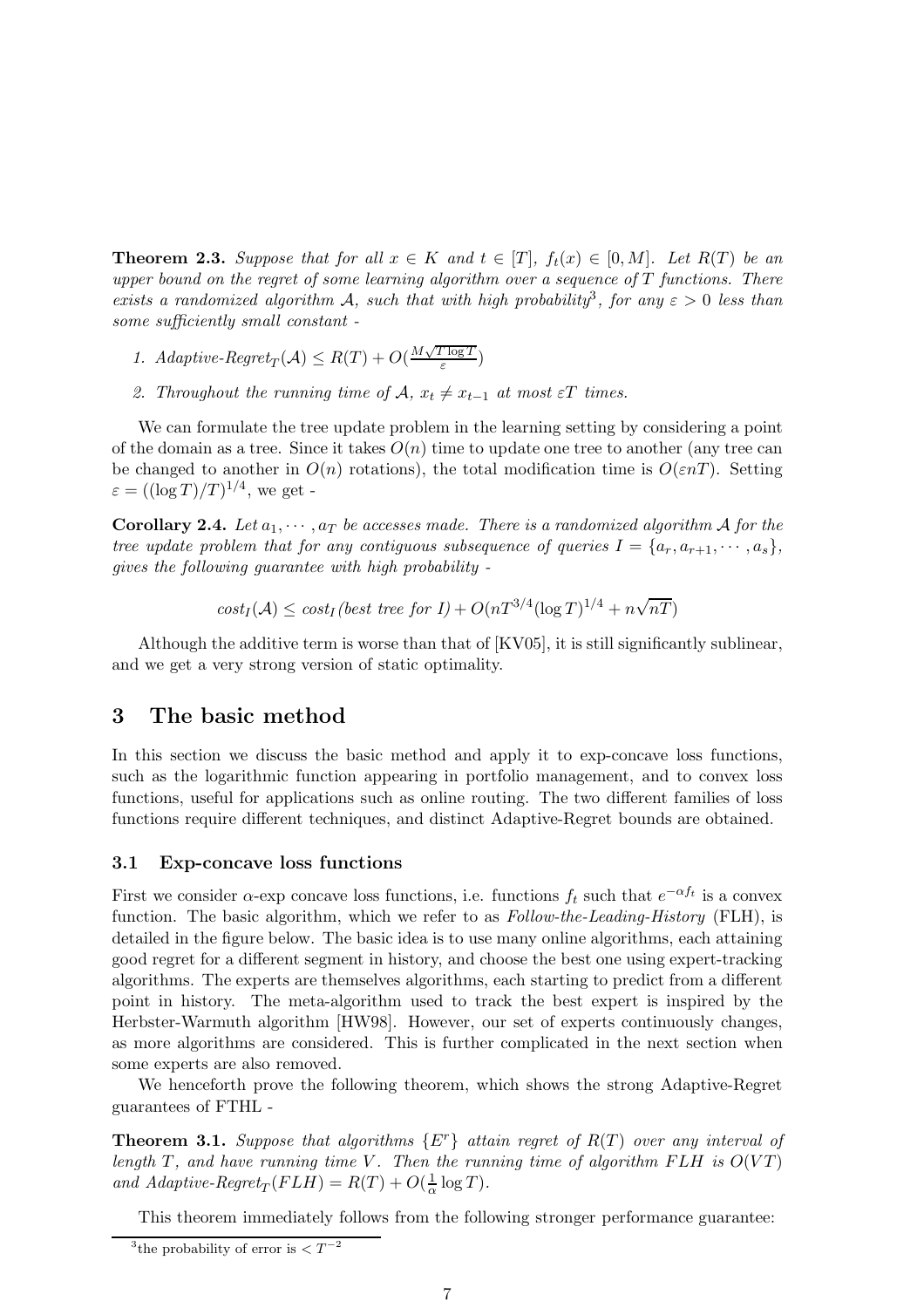**Theorem 2.3.** *Suppose that for all $x \in K$ and $t \in [T]$, $f_t(x) \in [0, M]$. Let $R(T)$ be an upper bound on the regret of some learning algorithm over a sequence of $T$ functions. There exists a randomized algorithm $\mathcal{A}$, such that with high probability[3], for any $\varepsilon > 0$ less than some sufficiently small constant -*

1. *Adaptive-Regret$_T(\mathcal{A}) \leq R(T) + O(\frac{M\sqrt{T \log T}}{\varepsilon})$*
2. *Throughout the running time of $\mathcal{A}$, $x_t \neq x_{t-1}$ at most $\varepsilon T$ times.*

We can formulate the tree update problem in the learning setting by considering a point of the domain as a tree. Since it takes $O(n)$ time to update one tree to another (any tree can be changed to another in $O(n)$ rotations), the total modification time is $O(\varepsilon n T)$. Setting $\varepsilon = ((\log T)/T)^{1/4}$, we get -

**Corollary 2.4.** *Let $a_1, \cdots, a_T$ be accesses made. There is a randomized algorithm $\mathcal{A}$ for the tree update problem that for any contiguous subsequence of queries $I = \{a_r, a_{r+1}, \cdots, a_s\}$, gives the following guarantee with high probability -*

$$cost_I(\mathcal{A}) \leq cost_I(\text{best tree for } I) + O(nT^{3/4}(\log T)^{1/4} + n\sqrt{nT})$$

Although the additive term is worse than that of [KV05], it is still significantly sublinear, and we get a very strong version of static optimality.

# 3 The basic method

In this section we discuss the basic method and apply it to exp-concave loss functions, such as the logarithmic function appearing in portfolio management, and to convex loss functions, useful for applications such as online routing. The two different families of loss functions require different techniques, and distinct Adaptive-Regret bounds are obtained.

## 3.1 Exp-concave loss functions

First we consider $\alpha$-exp concave loss functions, i.e. functions $f_t$ such that $e^{-\alpha f_t}$ is a convex function. The basic algorithm, which we refer to as *Follow-the-Leading-History* (FLH), is detailed in the figure below. The basic idea is to use many online algorithms, each attaining good regret for a different segment in history, and choose the best one using expert-tracking algorithms. The experts are themselves algorithms, each starting to predict from a different point in history. The meta-algorithm used to track the best expert is inspired by the Herbster-Warmuth algorithm [HW98]. However, our set of experts continuously changes, as more algorithms are considered. This is further complicated in the next section when some experts are also removed.

We henceforth prove the following theorem, which shows the strong Adaptive-Regret guarantees of FTHL -

**Theorem 3.1.** *Suppose that algorithms $\{E^r\}$ attain regret of $R(T)$ over any interval of length $T$, and have running time $V$. Then the running time of algorithm FLH is $O(VT)$ and Adaptive-Regret$_T(FLH) = R(T) + O(\frac{1}{\alpha}\log T)$.*

This theorem immediately follows from the following stronger performance guarantee:

[3] the probability of error is $< T^{-2}$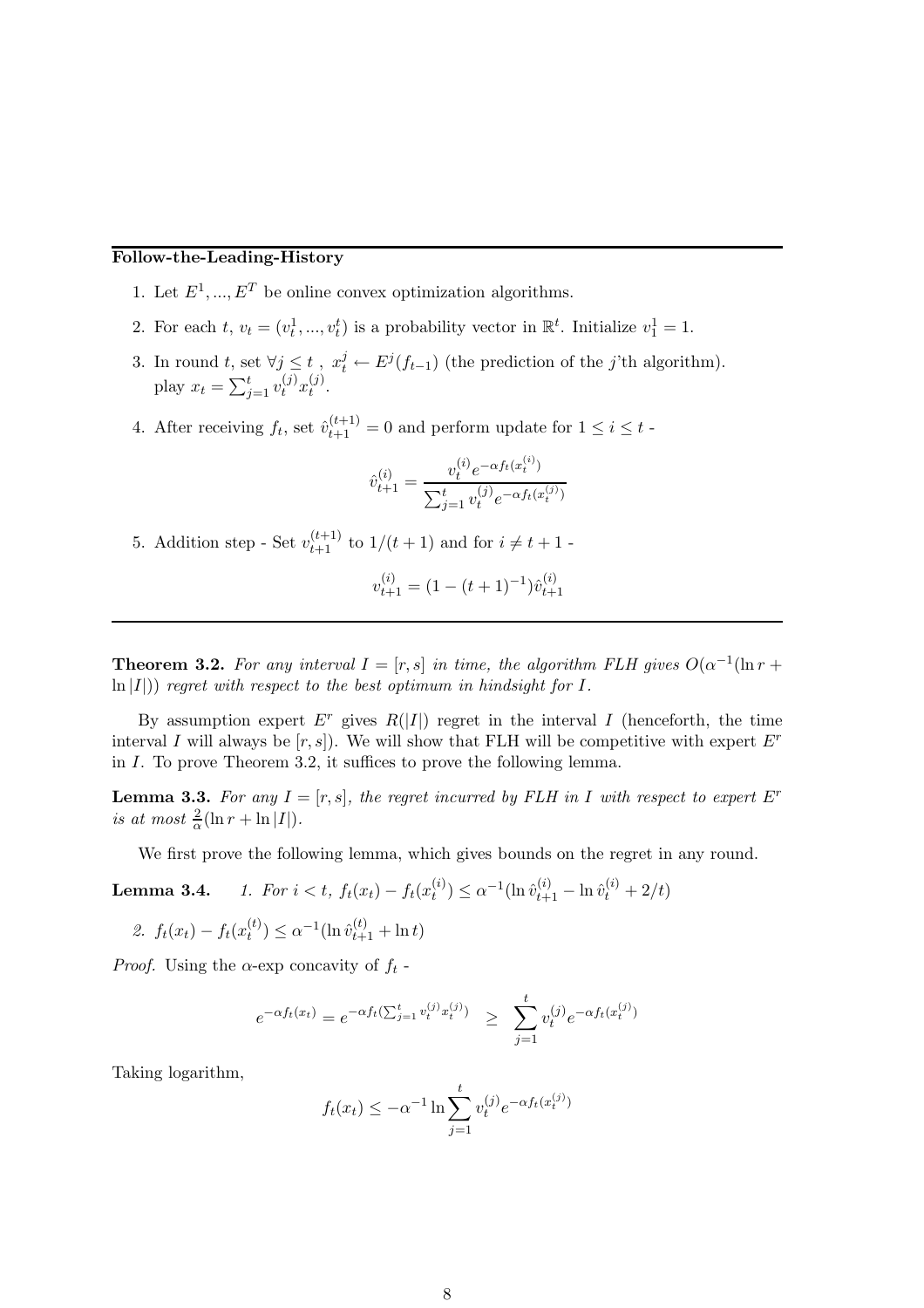**Follow-the-Leading-History**

1. Let $E^1, ..., E^T$ be online convex optimization algorithms.
2. For each $t$, $v_t = (v_t^1, ..., v_t^t)$ is a probability vector in $\mathbb{R}^t$. Initialize $v_1^1 = 1$.
3. In round $t$, set $\forall j \leq t$ , $x_t^j \leftarrow E^j(f_{t-1})$ (the prediction of the $j$'th algorithm). play $x_t = \sum_{j=1}^t v_t^{(j)} x_t^{(j)}$.
4. After receiving $f_t$, set $\hat{v}_{t+1}^{(t+1)} = 0$ and perform update for $1 \leq i \leq t$ -
$$\hat{v}_{t+1}^{(i)} = \frac{v_t^{(i)} e^{-\alpha f_t(x_t^{(i)})}}{\sum_{j=1}^t v_t^{(j)} e^{-\alpha f_t(x_t^{(j)})}}$$
5. Addition step - Set $v_{t+1}^{(t+1)}$ to $1/(t+1)$ and for $i \neq t+1$ -
$$v_{t+1}^{(i)} = (1 - (t+1)^{-1}) \hat{v}_{t+1}^{(i)}$$

---

**Theorem 3.2.** *For any interval $I = [r, s]$ in time, the algorithm FLH gives $O(\alpha^{-1}(\ln r + \ln |I|))$ regret with respect to the best optimum in hindsight for $I$.*

By assumption expert $E^r$ gives $R(|I|)$ regret in the interval $I$ (henceforth, the time interval $I$ will always be $[r, s]$). We will show that FLH will be competitive with expert $E^r$ in $I$. To prove Theorem 3.2, it suffices to prove the following lemma.

**Lemma 3.3.** *For any $I = [r, s]$, the regret incurred by FLH in $I$ with respect to expert $E^r$ is at most $\frac{2}{\alpha}(\ln r + \ln |I|)$.*

We first prove the following lemma, which gives bounds on the regret in any round.

**Lemma 3.4.**
1. *For $i < t$, $f_t(x_t) - f_t(x_t^{(i)}) \leq \alpha^{-1}(\ln \hat{v}_{t+1}^{(i)} - \ln \hat{v}_t^{(i)} + 2/t)$*
2. *$f_t(x_t) - f_t(x_t^{(t)}) \leq \alpha^{-1}(\ln \hat{v}_{t+1}^{(t)} + \ln t)$*

*Proof.* Using the $\alpha$-exp concavity of $f_t$ -

$$e^{-\alpha f_t(x_t)} = e^{-\alpha f_t(\sum_{j=1}^t v_t^{(j)} x_t^{(j)})} \geq \sum_{j=1}^t v_t^{(j)} e^{-\alpha f_t(x_t^{(j)})}$$

Taking logarithm,

$$f_t(x_t) \leq -\alpha^{-1} \ln \sum_{j=1}^t v_t^{(j)} e^{-\alpha f_t(x_t^{(j)})}$$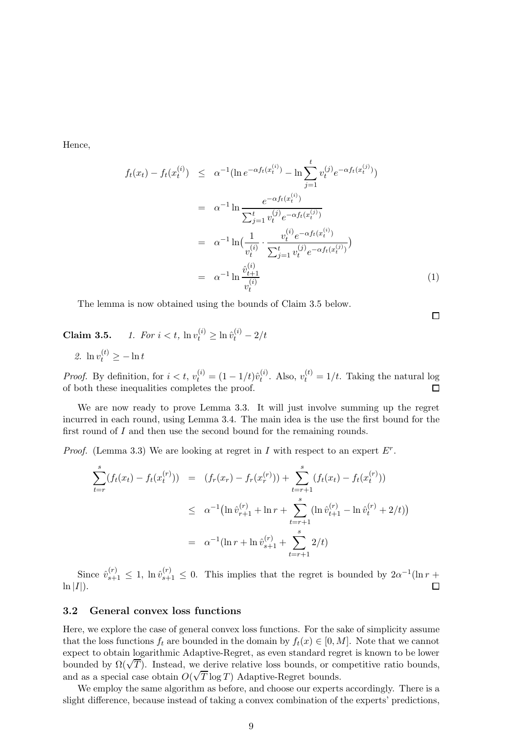Hence,

$$
\begin{aligned}
f_t(x_t) - f_t(x_t^{(i)}) &\leq \alpha^{-1}(\ln e^{-\alpha f_t(x_t^{(i)})} - \ln \sum_{j=1}^{t} v_t^{(j)} e^{-\alpha f_t(x_t^{(j)})}) \\
&= \alpha^{-1} \ln \frac{e^{-\alpha f_t(x_t^{(i)})}}{\sum_{j=1}^{t} v_t^{(j)} e^{-\alpha f_t(x_t^{(j)})}} \\
&= \alpha^{-1} \ln\big(\frac{1}{v_t^{(i)}} \cdot \frac{v_t^{(i)} e^{-\alpha f_t(x_t^{(i)})}}{\sum_{j=1}^{t} v_t^{(j)} e^{-\alpha f_t(x_t^{(j)})}}\big) \\
&= \alpha^{-1} \ln \frac{\hat{v}_{t+1}^{(i)}}{v_t^{(i)}} \qquad (1)
\end{aligned}
$$

The lemma is now obtained using the bounds of Claim 3.5 below. ∎

**Claim 3.5.** *1. For $i < t$, $\ln v_t^{(i)} \geq \ln \hat{v}_t^{(i)} - 2/t$*

*2. $\ln v_t^{(t)} \geq -\ln t$*

*Proof.* By definition, for $i < t$, $v_t^{(i)} = (1 - 1/t)\hat{v}_t^{(i)}$. Also, $v_t^{(t)} = 1/t$. Taking the natural log of both these inequalities completes the proof. ∎

We are now ready to prove Lemma 3.3. It will just involve summing up the regret incurred in each round, using Lemma 3.4. The main idea is the use the first bound for the first round of $I$ and then use the second bound for the remaining rounds.

*Proof.* (Lemma 3.3) We are looking at regret in $I$ with respect to an expert $E^r$.

$$
\begin{aligned}
\sum_{t=r}^{s}(f_t(x_t) - f_t(x_t^{(r)})) &= (f_r(x_r) - f_r(x_r^{(r)})) + \sum_{t=r+1}^{s}(f_t(x_t) - f_t(x_t^{(r)})) \\
&\leq \alpha^{-1}\big(\ln \hat{v}_{r+1}^{(r)} + \ln r + \sum_{t=r+1}^{s}(\ln \hat{v}_{t+1}^{(r)} - \ln \hat{v}_t^{(r)} + 2/t)\big) \\
&= \alpha^{-1}(\ln r + \ln \hat{v}_{s+1}^{(r)} + \sum_{t=r+1}^{s} 2/t)
\end{aligned}
$$

Since $\hat{v}_{s+1}^{(r)} \leq 1$, $\ln \hat{v}_{s+1}^{(r)} \leq 0$. This implies that the regret is bounded by $2\alpha^{-1}(\ln r + \ln |I|)$. ∎

### 3.2 General convex loss functions

Here, we explore the case of general convex loss functions. For the sake of simplicity assume that the loss functions $f_t$ are bounded in the domain by $f_t(x) \in [0, M]$. Note that we cannot expect to obtain logarithmic Adaptive-Regret, as even standard regret is known to be lower bounded by $\Omega(\sqrt{T})$. Instead, we derive relative loss bounds, or competitive ratio bounds, and as a special case obtain $O(\sqrt{T} \log T)$ Adaptive-Regret bounds.

We employ the same algorithm as before, and choose our experts accordingly. There is a slight difference, because instead of taking a convex combination of the experts' predictions,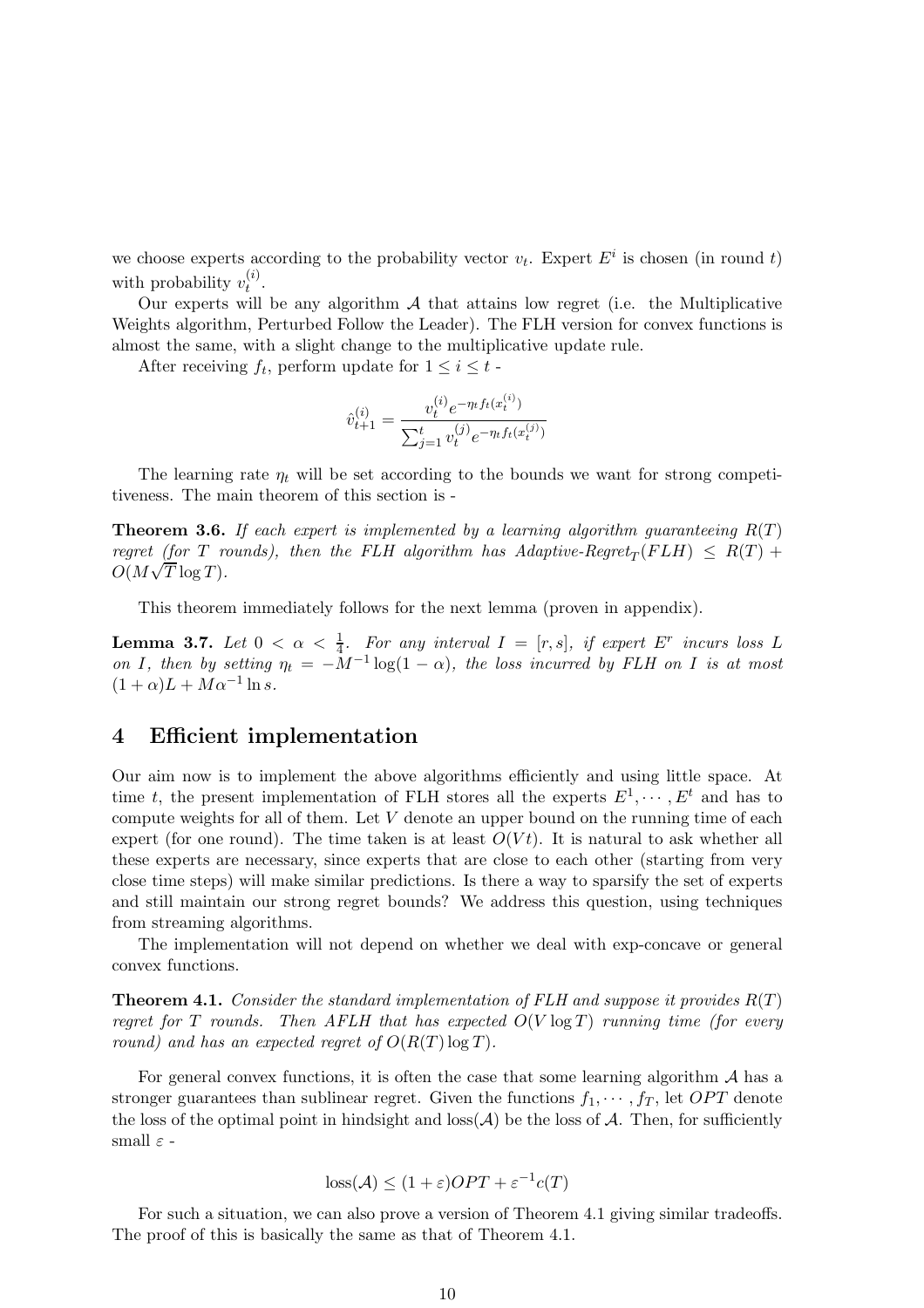we choose experts according to the probability vector $v_t$. Expert $E^i$ is chosen (in round $t$) with probability $v_t^{(i)}$.

Our experts will be any algorithm $\mathcal{A}$ that attains low regret (i.e. the Multiplicative Weights algorithm, Perturbed Follow the Leader). The FLH version for convex functions is almost the same, with a slight change to the multiplicative update rule.

After receiving $f_t$, perform update for $1 \leq i \leq t$ -

$$\hat{v}_{t+1}^{(i)} = \frac{v_t^{(i)} e^{-\eta_t f_t(x_t^{(i)})}}{\sum_{j=1}^{t} v_t^{(j)} e^{-\eta_t f_t(x_t^{(j)})}}$$

The learning rate $\eta_t$ will be set according to the bounds we want for strong competitiveness. The main theorem of this section is -

**Theorem 3.6.** *If each expert is implemented by a learning algorithm guaranteeing $R(T)$ regret (for $T$ rounds), then the FLH algorithm has Adaptive-Regret$_T(FLH) \leq R(T) + O(M\sqrt{T}\log T)$.*

This theorem immediately follows for the next lemma (proven in appendix).

**Lemma 3.7.** *Let $0 < \alpha < \frac{1}{4}$. For any interval $I = [r, s]$, if expert $E^r$ incurs loss $L$ on $I$, then by setting $\eta_t = -M^{-1}\log(1-\alpha)$, the loss incurred by FLH on $I$ is at most $(1+\alpha)L + M\alpha^{-1}\ln s$.*

## 4 Efficient implementation

Our aim now is to implement the above algorithms efficiently and using little space. At time $t$, the present implementation of FLH stores all the experts $E^1, \cdots, E^t$ and has to compute weights for all of them. Let $V$ denote an upper bound on the running time of each expert (for one round). The time taken is at least $O(Vt)$. It is natural to ask whether all these experts are necessary, since experts that are close to each other (starting from very close time steps) will make similar predictions. Is there a way to sparsify the set of experts and still maintain our strong regret bounds? We address this question, using techniques from streaming algorithms.

The implementation will not depend on whether we deal with exp-concave or general convex functions.

**Theorem 4.1.** *Consider the standard implementation of FLH and suppose it provides $R(T)$ regret for $T$ rounds. Then AFLH that has expected $O(V\log T)$ running time (for every round) and has an expected regret of $O(R(T)\log T)$.*

For general convex functions, it is often the case that some learning algorithm $\mathcal{A}$ has a stronger guarantees than sublinear regret. Given the functions $f_1, \cdots, f_T$, let $OPT$ denote the loss of the optimal point in hindsight and loss($\mathcal{A}$) be the loss of $\mathcal{A}$. Then, for sufficiently small $\varepsilon$ -

$$\text{loss}(\mathcal{A}) \leq (1+\varepsilon)OPT + \varepsilon^{-1}c(T)$$

For such a situation, we can also prove a version of Theorem 4.1 giving similar tradeoffs. The proof of this is basically the same as that of Theorem 4.1.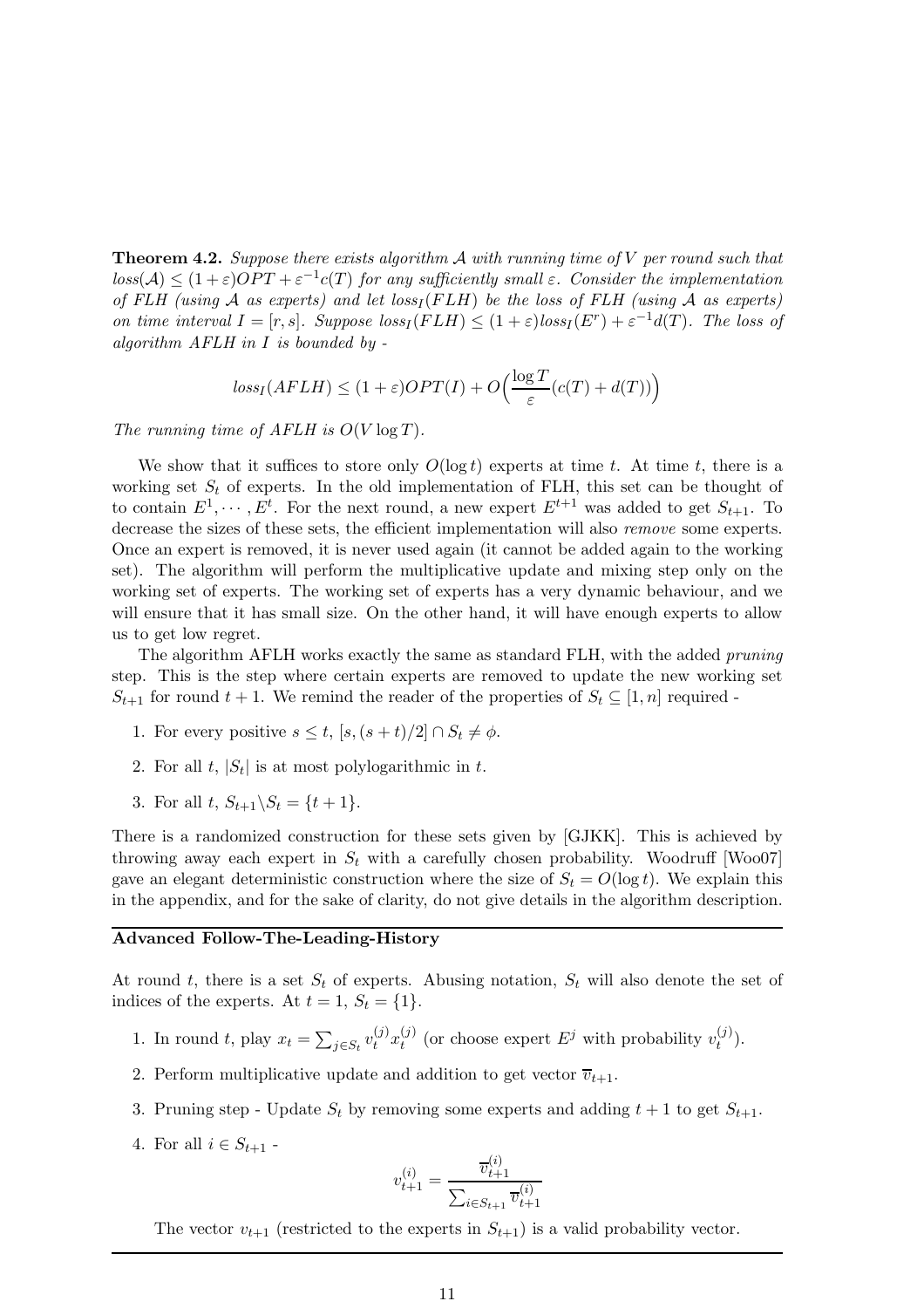**Theorem 4.2.** *Suppose there exists algorithm $\mathcal{A}$ with running time of $V$ per round such that $loss(\mathcal{A}) \leq (1+\varepsilon)OPT + \varepsilon^{-1}c(T)$ for any sufficiently small $\varepsilon$. Consider the implementation of FLH (using $\mathcal{A}$ as experts) and let $loss_I(FLH)$ be the loss of FLH (using $\mathcal{A}$ as experts) on time interval $I = [r, s]$. Suppose $loss_I(FLH) \leq (1+\varepsilon)loss_I(E^r) + \varepsilon^{-1}d(T)$. The loss of algorithm AFLH in $I$ is bounded by -*

$$loss_I(AFLH) \leq (1+\varepsilon)OPT(I) + O\Big(\frac{\log T}{\varepsilon}(c(T) + d(T))\Big)$$

*The running time of AFLH is $O(V \log T)$.*

We show that it suffices to store only $O(\log t)$ experts at time $t$. At time $t$, there is a working set $S_t$ of experts. In the old implementation of FLH, this set can be thought of to contain $E^1, \cdots, E^t$. For the next round, a new expert $E^{t+1}$ was added to get $S_{t+1}$. To decrease the sizes of these sets, the efficient implementation will also *remove* some experts. Once an expert is removed, it is never used again (it cannot be added again to the working set). The algorithm will perform the multiplicative update and mixing step only on the working set of experts. The working set of experts has a very dynamic behaviour, and we will ensure that it has small size. On the other hand, it will have enough experts to allow us to get low regret.

The algorithm AFLH works exactly the same as standard FLH, with the added *pruning* step. This is the step where certain experts are removed to update the new working set $S_{t+1}$ for round $t+1$. We remind the reader of the properties of $S_t \subseteq [1, n]$ required -

1. For every positive $s \leq t$, $[s, (s+t)/2] \cap S_t \neq \phi$.
2. For all $t$, $|S_t|$ is at most polylogarithmic in $t$.
3. For all $t$, $S_{t+1} \backslash S_t = \{t+1\}$.

There is a randomized construction for these sets given by [GJKK]. This is achieved by throwing away each expert in $S_t$ with a carefully chosen probability. Woodruff [Woo07] gave an elegant deterministic construction where the size of $S_t = O(\log t)$. We explain this in the appendix, and for the sake of clarity, do not give details in the algorithm description.

---

**Advanced Follow-The-Leading-History**

At round $t$, there is a set $S_t$ of experts. Abusing notation, $S_t$ will also denote the set of indices of the experts. At $t = 1$, $S_t = \{1\}$.

1. In round $t$, play $x_t = \sum_{j \in S_t} v_t^{(j)} x_t^{(j)}$ (or choose expert $E^j$ with probability $v_t^{(j)}$).
2. Perform multiplicative update and addition to get vector $\overline{v}_{t+1}$.
3. Pruning step - Update $S_t$ by removing some experts and adding $t+1$ to get $S_{t+1}$.
4. For all $i \in S_{t+1}$ -

$$v_{t+1}^{(i)} = \frac{\overline{v}_{t+1}^{(i)}}{\sum_{i \in S_{t+1}} \overline{v}_{t+1}^{(i)}}$$

The vector $v_{t+1}$ (restricted to the experts in $S_{t+1}$) is a valid probability vector.

---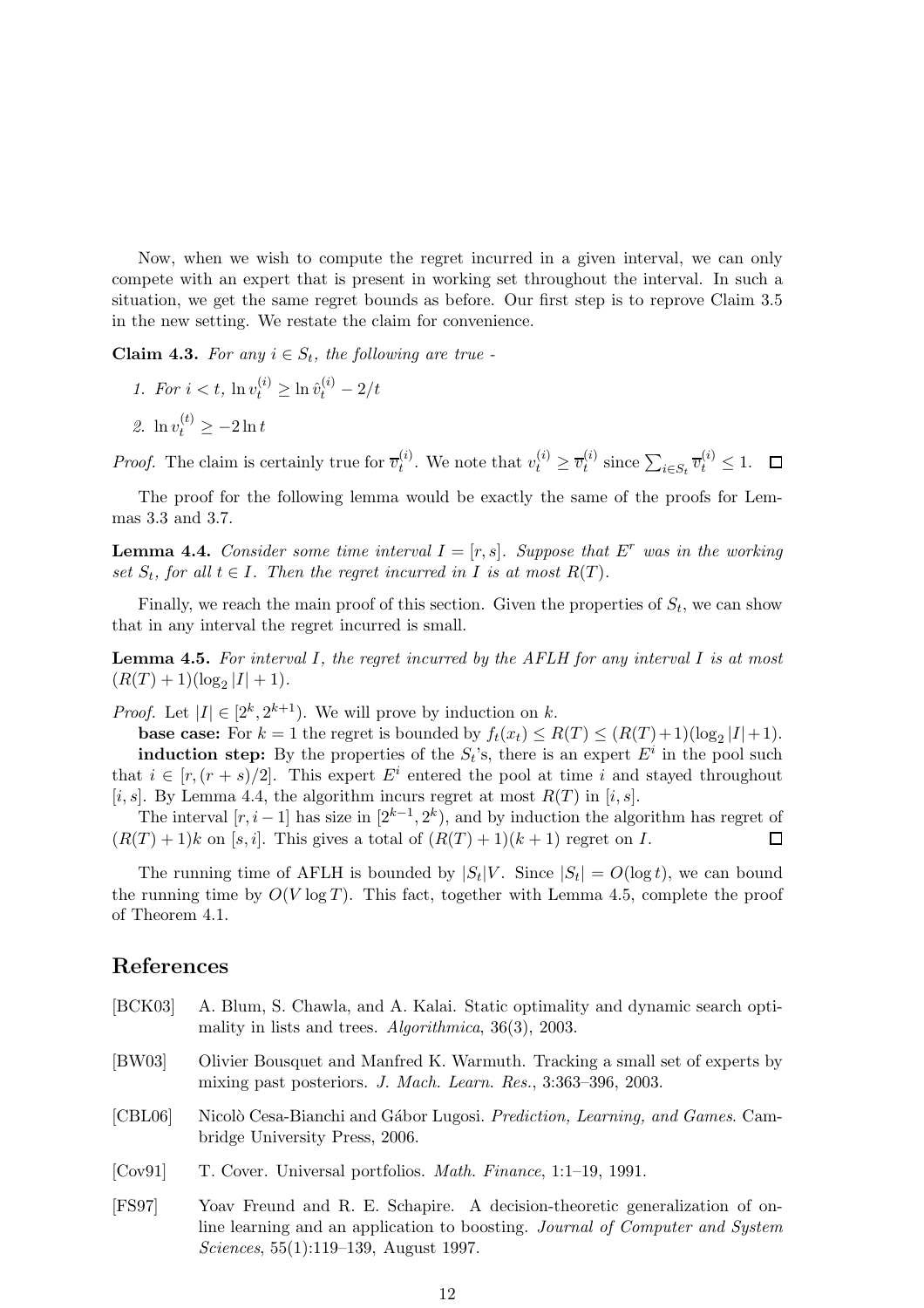Now, when we wish to compute the regret incurred in a given interval, we can only compete with an expert that is present in working set throughout the interval. In such a situation, we get the same regret bounds as before. Our first step is to reprove Claim 3.5 in the new setting. We restate the claim for convenience.

**Claim 4.3.** *For any $i \in S_t$, the following are true -*

1. *For $i < t$, $\ln v_t^{(i)} \geq \ln \hat{v}_t^{(i)} - 2/t$*
2. *$\ln v_t^{(t)} \geq -2 \ln t$*

*Proof.* The claim is certainly true for $\overline{v}_t^{(i)}$. We note that $v_t^{(i)} \geq \overline{v}_t^{(i)}$ since $\sum_{i \in S_t} \overline{v}_t^{(i)} \leq 1$. □

The proof for the following lemma would be exactly the same of the proofs for Lemmas 3.3 and 3.7.

**Lemma 4.4.** *Consider some time interval $I = [r, s]$. Suppose that $E^r$ was in the working set $S_t$, for all $t \in I$. Then the regret incurred in $I$ is at most $R(T)$.*

Finally, we reach the main proof of this section. Given the properties of $S_t$, we can show that in any interval the regret incurred is small.

**Lemma 4.5.** *For interval $I$, the regret incurred by the AFLH for any interval $I$ is at most $(R(T) + 1)(\log_2 |I| + 1)$.*

*Proof.* Let $|I| \in [2^k, 2^{k+1})$. We will prove by induction on $k$.

**base case:** For $k = 1$ the regret is bounded by $f_t(x_t) \leq R(T) \leq (R(T)+1)(\log_2 |I|+1)$.

**induction step:** By the properties of the $S_t$'s, there is an expert $E^i$ in the pool such that $i \in [r, (r+s)/2]$. This expert $E^i$ entered the pool at time $i$ and stayed throughout $[i, s]$. By Lemma 4.4, the algorithm incurs regret at most $R(T)$ in $[i, s]$.

The interval $[r, i-1]$ has size in $[2^{k-1}, 2^k)$, and by induction the algorithm has regret of $(R(T) + 1)k$ on $[s, i]$. This gives a total of $(R(T) + 1)(k + 1)$ regret on $I$. □

The running time of AFLH is bounded by $|S_t|V$. Since $|S_t| = O(\log t)$, we can bound the running time by $O(V \log T)$. This fact, together with Lemma 4.5, complete the proof of Theorem 4.1.

## References

[BCK03] A. Blum, S. Chawla, and A. Kalai. Static optimality and dynamic search optimality in lists and trees. *Algorithmica*, 36(3), 2003.

[BW03] Olivier Bousquet and Manfred K. Warmuth. Tracking a small set of experts by mixing past posteriors. *J. Mach. Learn. Res.*, 3:363–396, 2003.

[CBL06] Nicolò Cesa-Bianchi and Gábor Lugosi. *Prediction, Learning, and Games*. Cambridge University Press, 2006.

[Cov91] T. Cover. Universal portfolios. *Math. Finance*, 1:1–19, 1991.

[FS97] Yoav Freund and R. E. Schapire. A decision-theoretic generalization of on-line learning and an application to boosting. *Journal of Computer and System Sciences*, 55(1):119–139, August 1997.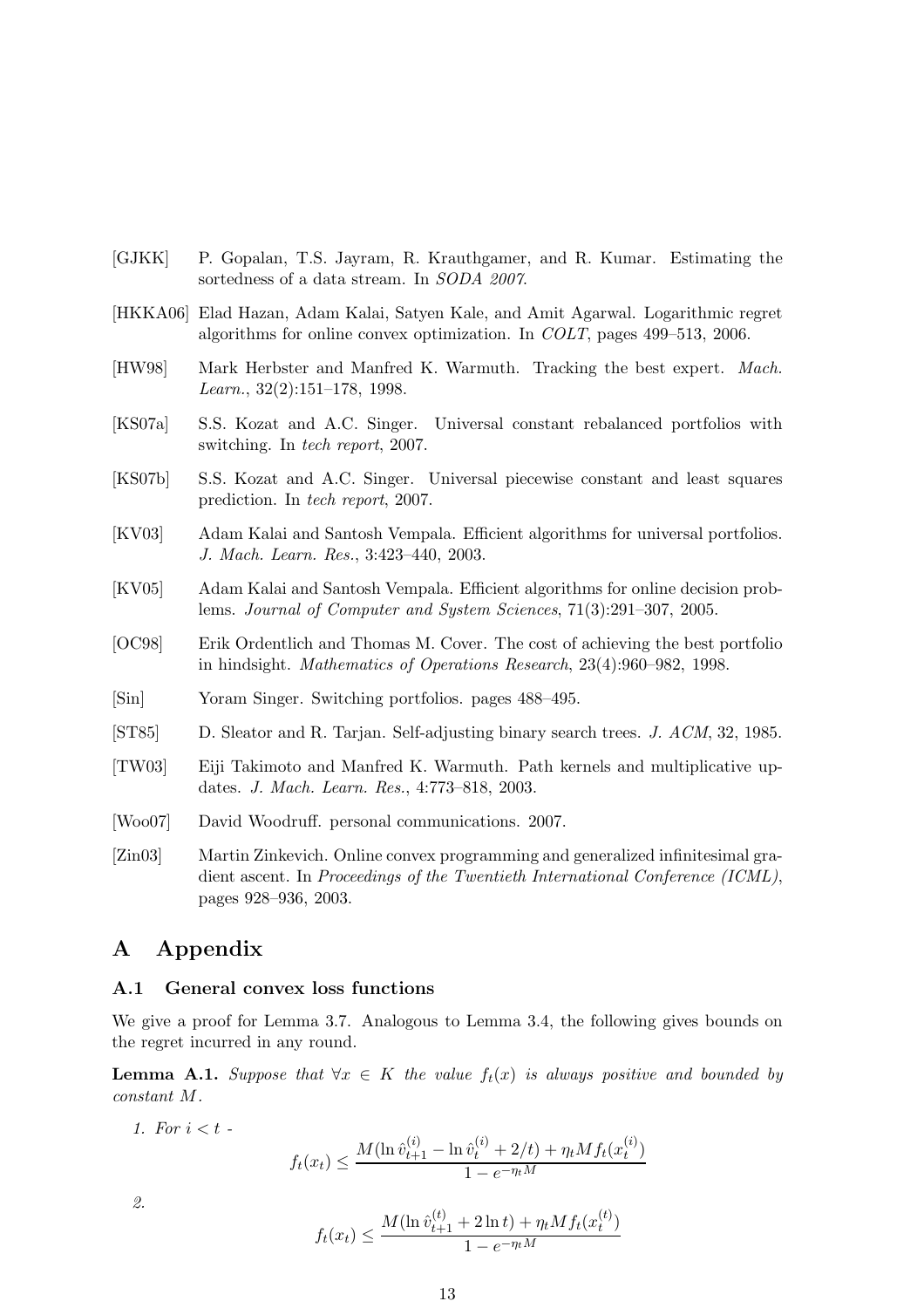[GJKK] P. Gopalan, T.S. Jayram, R. Krauthgamer, and R. Kumar. Estimating the sortedness of a data stream. In *SODA 2007*.

[HKKA06] Elad Hazan, Adam Kalai, Satyen Kale, and Amit Agarwal. Logarithmic regret algorithms for online convex optimization. In *COLT*, pages 499–513, 2006.

[HW98] Mark Herbster and Manfred K. Warmuth. Tracking the best expert. *Mach. Learn.*, 32(2):151–178, 1998.

[KS07a] S.S. Kozat and A.C. Singer. Universal constant rebalanced portfolios with switching. In *tech report*, 2007.

[KS07b] S.S. Kozat and A.C. Singer. Universal piecewise constant and least squares prediction. In *tech report*, 2007.

[KV03] Adam Kalai and Santosh Vempala. Efficient algorithms for universal portfolios. *J. Mach. Learn. Res.*, 3:423–440, 2003.

[KV05] Adam Kalai and Santosh Vempala. Efficient algorithms for online decision problems. *Journal of Computer and System Sciences*, 71(3):291–307, 2005.

[OC98] Erik Ordentlich and Thomas M. Cover. The cost of achieving the best portfolio in hindsight. *Mathematics of Operations Research*, 23(4):960–982, 1998.

[Sin] Yoram Singer. Switching portfolios. pages 488–495.

[ST85] D. Sleator and R. Tarjan. Self-adjusting binary search trees. *J. ACM*, 32, 1985.

[TW03] Eiji Takimoto and Manfred K. Warmuth. Path kernels and multiplicative updates. *J. Mach. Learn. Res.*, 4:773–818, 2003.

[Woo07] David Woodruff. personal communications. 2007.

[Zin03] Martin Zinkevich. Online convex programming and generalized infinitesimal gradient ascent. In *Proceedings of the Twentieth International Conference (ICML)*, pages 928–936, 2003.

# A Appendix

## A.1 General convex loss functions

We give a proof for Lemma 3.7. Analogous to Lemma 3.4, the following gives bounds on the regret incurred in any round.

**Lemma A.1.** *Suppose that $\forall x \in K$ the value $f_t(x)$ is always positive and bounded by constant $M$.*

1. *For $i < t$ -*

$$f_t(x_t) \leq \frac{M(\ln \hat{v}_{t+1}^{(i)} - \ln \hat{v}_t^{(i)} + 2/t) + \eta_t M f_t(x_t^{(i)})}{1 - e^{-\eta_t M}}$$

2.

$$f_t(x_t) \leq \frac{M(\ln \hat{v}_{t+1}^{(t)} + 2 \ln t) + \eta_t M f_t(x_t^{(t)})}{1 - e^{-\eta_t M}}$$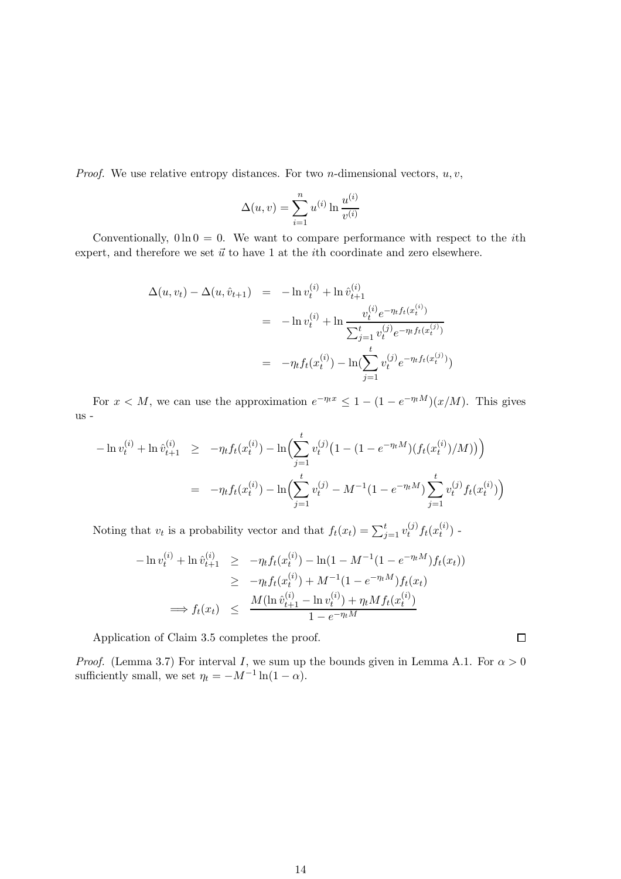*Proof.* We use relative entropy distances. For two $n$-dimensional vectors, $u, v$,

$$\Delta(u, v) = \sum_{i=1}^{n} u^{(i)} \ln \frac{u^{(i)}}{v^{(i)}}$$

Conventionally, $0 \ln 0 = 0$. We want to compare performance with respect to the $i$th expert, and therefore we set $\vec{u}$ to have 1 at the $i$th coordinate and zero elsewhere.

$$\begin{aligned}
\Delta(u, v_t) - \Delta(u, \hat{v}_{t+1}) &= -\ln v_t^{(i)} + \ln \hat{v}_{t+1}^{(i)} \\
&= -\ln v_t^{(i)} + \ln \frac{v_t^{(i)} e^{-\eta_t f_t(x_t^{(i)})}}{\sum_{j=1}^{t} v_t^{(j)} e^{-\eta_t f_t(x_t^{(j)})}} \\
&= -\eta_t f_t(x_t^{(i)}) - \ln(\sum_{j=1}^{t} v_t^{(j)} e^{-\eta_t f_t(x_t^{(j)})})
\end{aligned}$$

For $x < M$, we can use the approximation $e^{-\eta_t x} \leq 1 - (1 - e^{-\eta_t M})(x/M)$. This gives us -

$$\begin{aligned}
-\ln v_t^{(i)} + \ln \hat{v}_{t+1}^{(i)} &\geq -\eta_t f_t(x_t^{(i)}) - \ln\Big(\sum_{j=1}^{t} v_t^{(j)}\big(1 - (1 - e^{-\eta_t M})(f_t(x_t^{(i)})/M)\big)\Big) \\
&= -\eta_t f_t(x_t^{(i)}) - \ln\Big(\sum_{j=1}^{t} v_t^{(j)} - M^{-1}(1 - e^{-\eta_t M})\sum_{j=1}^{t} v_t^{(j)} f_t(x_t^{(i)})\Big)
\end{aligned}$$

Noting that $v_t$ is a probability vector and that $f_t(x_t) = \sum_{j=1}^{t} v_t^{(j)} f_t(x_t^{(i)})$ -

$$\begin{aligned}
-\ln v_t^{(i)} + \ln \hat{v}_{t+1}^{(i)} &\geq -\eta_t f_t(x_t^{(i)}) - \ln(1 - M^{-1}(1 - e^{-\eta_t M}) f_t(x_t)) \\
&\geq -\eta_t f_t(x_t^{(i)}) + M^{-1}(1 - e^{-\eta_t M}) f_t(x_t) \\
\implies f_t(x_t) &\leq \frac{M(\ln \hat{v}_{t+1}^{(i)} - \ln v_t^{(i)}) + \eta_t M f_t(x_t^{(i)})}{1 - e^{-\eta_t M}}
\end{aligned}$$

Application of Claim 3.5 completes the proof. □

*Proof.* (Lemma 3.7) For interval $I$, we sum up the bounds given in Lemma A.1. For $\alpha > 0$ sufficiently small, we set $\eta_t = -M^{-1} \ln(1 - \alpha)$.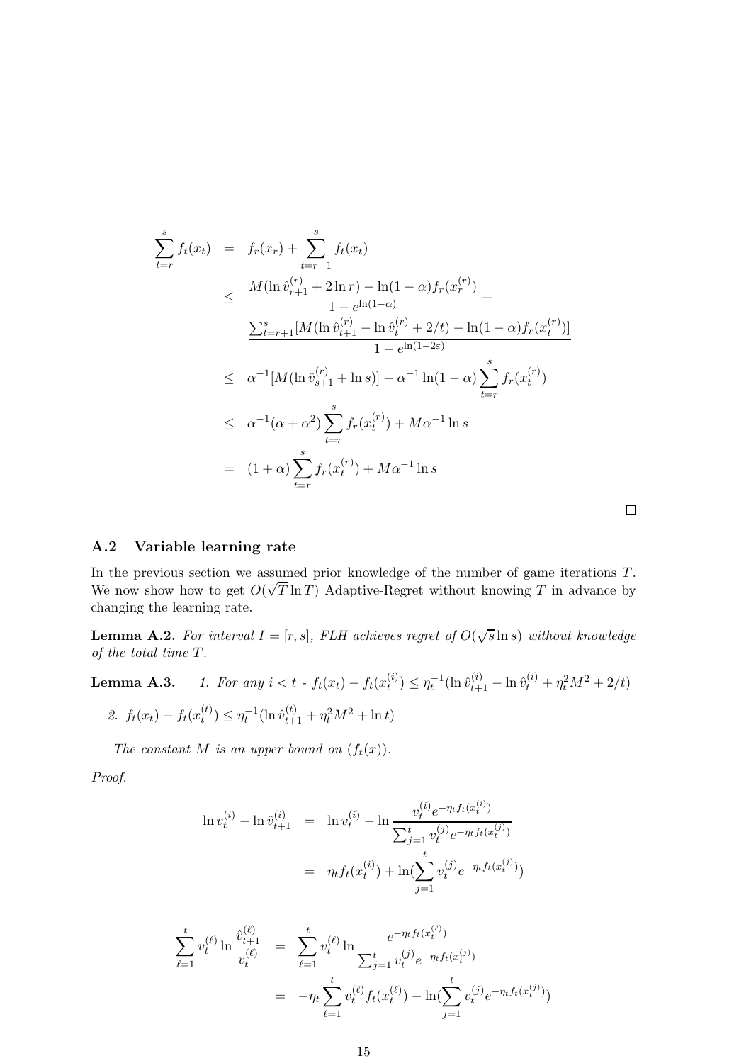$$
\begin{aligned}
\sum_{t=r}^{s} f_t(x_t) &= f_r(x_r) + \sum_{t=r+1}^{s} f_t(x_t) \\
&\leq \frac{M(\ln \hat{v}_{r+1}^{(r)} + 2\ln r) - \ln(1-\alpha) f_r(x_r^{(r)})}{1 - e^{\ln(1-\alpha)}} + \\
&\quad \frac{\sum_{t=r+1}^{s} [M(\ln \hat{v}_{t+1}^{(r)} - \ln \hat{v}_t^{(r)} + 2/t) - \ln(1-\alpha) f_r(x_t^{(r)})]}{1 - e^{\ln(1-2\varepsilon)}} \\
&\leq \alpha^{-1}[M(\ln \hat{v}_{s+1}^{(r)} + \ln s)] - \alpha^{-1} \ln(1-\alpha) \sum_{t=r}^{s} f_r(x_t^{(r)}) \\
&\leq \alpha^{-1}(\alpha + \alpha^2) \sum_{t=r}^{s} f_r(x_t^{(r)}) + M\alpha^{-1} \ln s \\
&= (1+\alpha) \sum_{t=r}^{s} f_r(x_t^{(r)}) + M\alpha^{-1} \ln s
\end{aligned}
$$

□

## A.2 Variable learning rate

In the previous section we assumed prior knowledge of the number of game iterations $T$. We now show how to get $O(\sqrt{T} \ln T)$ Adaptive-Regret without knowing $T$ in advance by changing the learning rate.

**Lemma A.2.** *For interval $I = [r, s]$, FLH achieves regret of $O(\sqrt{s} \ln s)$ without knowledge of the total time $T$.*

**Lemma A.3.** *1. For any $i < t$ - $f_t(x_t) - f_t(x_t^{(i)}) \leq \eta_t^{-1}(\ln \hat{v}_{t+1}^{(i)} - \ln \hat{v}_t^{(i)} + \eta_t^2 M^2 + 2/t)$*

*2. $f_t(x_t) - f_t(x_t^{(t)}) \leq \eta_t^{-1}(\ln \hat{v}_{t+1}^{(t)} + \eta_t^2 M^2 + \ln t)$*

*The constant $M$ is an upper bound on $(f_t(x))$.*

*Proof.*

$$
\begin{aligned}
\ln v_t^{(i)} - \ln \hat{v}_{t+1}^{(i)} &= \ln v_t^{(i)} - \ln \frac{v_t^{(i)} e^{-\eta_t f_t(x_t^{(i)})}}{\sum_{j=1}^{t} v_t^{(j)} e^{-\eta_t f_t(x_t^{(j)})}} \\
&= \eta_t f_t(x_t^{(i)}) + \ln(\sum_{j=1}^{t} v_t^{(j)} e^{-\eta_t f_t(x_t^{(j)})})
\end{aligned}
$$

$$
\begin{aligned}
\sum_{\ell=1}^{t} v_t^{(\ell)} \ln \frac{\hat{v}_{t+1}^{(\ell)}}{v_t^{(\ell)}} &= \sum_{\ell=1}^{t} v_t^{(\ell)} \ln \frac{e^{-\eta_t f_t(x_t^{(\ell)})}}{\sum_{j=1}^{t} v_t^{(j)} e^{-\eta_t f_t(x_t^{(j)})}} \\
&= -\eta_t \sum_{\ell=1}^{t} v_t^{(\ell)} f_t(x_t^{(\ell)}) - \ln(\sum_{j=1}^{t} v_t^{(j)} e^{-\eta_t f_t(x_t^{(j)})})
\end{aligned}
$$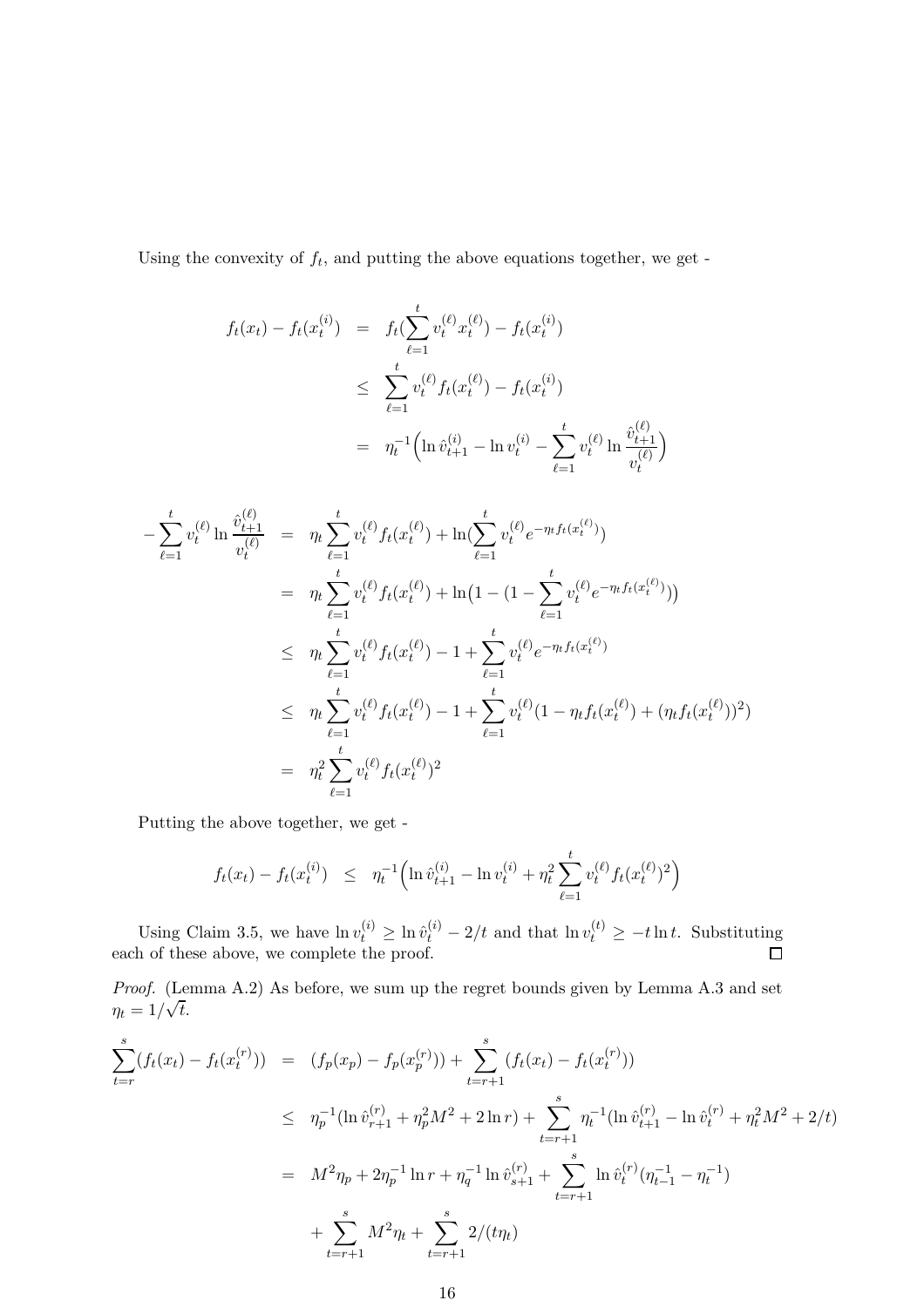Using the convexity of $f_t$, and putting the above equations together, we get -

$$
\begin{aligned}
f_t(x_t) - f_t(x_t^{(i)}) &= f_t(\sum_{\ell=1}^{t} v_t^{(\ell)} x_t^{(\ell)}) - f_t(x_t^{(i)}) \\
&\leq \sum_{\ell=1}^{t} v_t^{(\ell)} f_t(x_t^{(\ell)}) - f_t(x_t^{(i)}) \\
&= \eta_t^{-1}\Big(\ln \hat{v}_{t+1}^{(i)} - \ln v_t^{(i)} - \sum_{\ell=1}^{t} v_t^{(\ell)} \ln \frac{\hat{v}_{t+1}^{(\ell)}}{v_t^{(\ell)}}\Big)
\end{aligned}
$$

$$
\begin{aligned}
-\sum_{\ell=1}^{t} v_t^{(\ell)} \ln \frac{\hat{v}_{t+1}^{(\ell)}}{v_t^{(\ell)}} &= \eta_t \sum_{\ell=1}^{t} v_t^{(\ell)} f_t(x_t^{(\ell)}) + \ln(\sum_{\ell=1}^{t} v_t^{(\ell)} e^{-\eta_t f_t(x_t^{(\ell)})}) \\
&= \eta_t \sum_{\ell=1}^{t} v_t^{(\ell)} f_t(x_t^{(\ell)}) + \ln\big(1 - (1 - \sum_{\ell=1}^{t} v_t^{(\ell)} e^{-\eta_t f_t(x_t^{(\ell)})})\big) \\
&\leq \eta_t \sum_{\ell=1}^{t} v_t^{(\ell)} f_t(x_t^{(\ell)}) - 1 + \sum_{\ell=1}^{t} v_t^{(\ell)} e^{-\eta_t f_t(x_t^{(\ell)})} \\
&\leq \eta_t \sum_{\ell=1}^{t} v_t^{(\ell)} f_t(x_t^{(\ell)}) - 1 + \sum_{\ell=1}^{t} v_t^{(\ell)} (1 - \eta_t f_t(x_t^{(\ell)}) + (\eta_t f_t(x_t^{(\ell)}))^2) \\
&= \eta_t^2 \sum_{\ell=1}^{t} v_t^{(\ell)} f_t(x_t^{(\ell)})^2
\end{aligned}
$$

Putting the above together, we get -

$$
f_t(x_t) - f_t(x_t^{(i)}) \leq \eta_t^{-1}\Big(\ln \hat{v}_{t+1}^{(i)} - \ln v_t^{(i)} + \eta_t^2 \sum_{\ell=1}^{t} v_t^{(\ell)} f_t(x_t^{(\ell)})^2\Big)
$$

Using Claim 3.5, we have $\ln v_t^{(i)} \geq \ln \hat{v}_t^{(i)} - 2/t$ and that $\ln v_t^{(t)} \geq -t \ln t$. Substituting each of these above, we complete the proof. $\square$

*Proof.* (Lemma A.2) As before, we sum up the regret bounds given by Lemma A.3 and set $\eta_t = 1/\sqrt{t}$.

$$
\begin{aligned}
\sum_{t=r}^{s}(f_t(x_t) - f_t(x_t^{(r)})) &= (f_p(x_p) - f_p(x_p^{(r)})) + \sum_{t=r+1}^{s}(f_t(x_t) - f_t(x_t^{(r)})) \\
&\leq \eta_p^{-1}(\ln \hat{v}_{r+1}^{(r)} + \eta_p^2 M^2 + 2\ln r) + \sum_{t=r+1}^{s} \eta_t^{-1}(\ln \hat{v}_{t+1}^{(r)} - \ln \hat{v}_t^{(r)} + \eta_t^2 M^2 + 2/t) \\
&= M^2 \eta_p + 2\eta_p^{-1} \ln r + \eta_q^{-1} \ln \hat{v}_{s+1}^{(r)} + \sum_{t=r+1}^{s} \ln \hat{v}_t^{(r)} (\eta_{t-1}^{-1} - \eta_t^{-1}) \\
&\quad + \sum_{t=r+1}^{s} M^2 \eta_t + \sum_{t=r+1}^{s} 2/(t\eta_t)
\end{aligned}
$$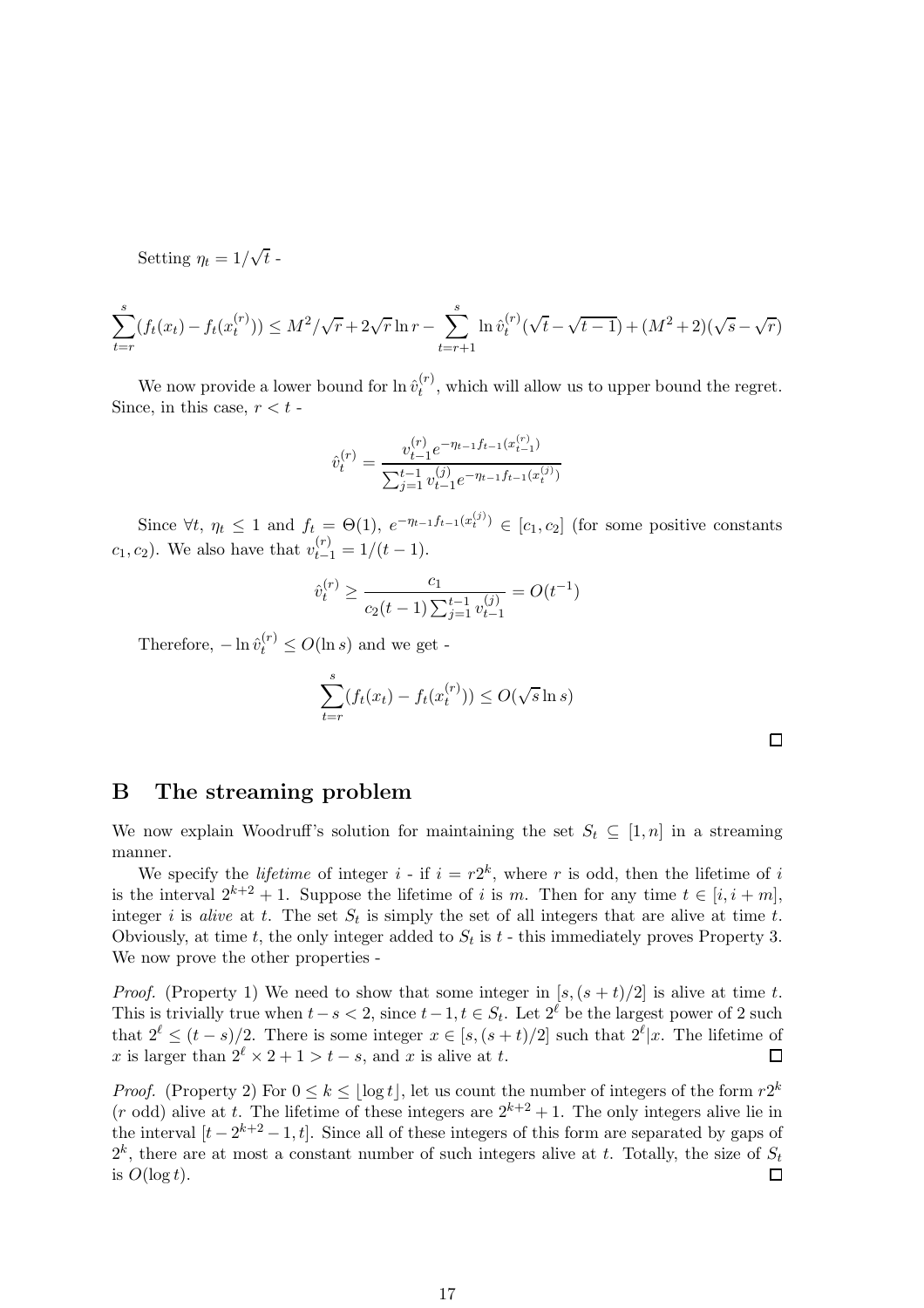Setting $\eta_t = 1/\sqrt{t}$ -

$$\sum_{t=r}^{s}(f_t(x_t) - f_t(x_t^{(r)})) \leq M^2/\sqrt{r} + 2\sqrt{r}\ln r - \sum_{t=r+1}^{s} \ln \hat{v}_t^{(r)}(\sqrt{t} - \sqrt{t-1}) + (M^2+2)(\sqrt{s} - \sqrt{r})$$

We now provide a lower bound for $\ln \hat{v}_t^{(r)}$, which will allow us to upper bound the regret. Since, in this case, $r < t$ -

$$\hat{v}_t^{(r)} = \frac{v_{t-1}^{(r)} e^{-\eta_{t-1} f_{t-1}(x_{t-1}^{(r)})}}{\sum_{j=1}^{t-1} v_{t-1}^{(j)} e^{-\eta_{t-1} f_{t-1}(x_t^{(j)})}}$$

Since $\forall t$, $\eta_t \leq 1$ and $f_t = \Theta(1)$, $e^{-\eta_{t-1} f_{t-1}(x_t^{(j)})} \in [c_1, c_2]$ (for some positive constants $c_1, c_2$). We also have that $v_{t-1}^{(r)} = 1/(t-1)$.

$$\hat{v}_t^{(r)} \geq \frac{c_1}{c_2(t-1)\sum_{j=1}^{t-1} v_{t-1}^{(j)}} = O(t^{-1})$$

Therefore, $-\ln \hat{v}_t^{(r)} \leq O(\ln s)$ and we get -

$$\sum_{t=r}^{s}(f_t(x_t) - f_t(x_t^{(r)})) \leq O(\sqrt{s}\ln s)$$

□

## B The streaming problem

We now explain Woodruff's solution for maintaining the set $S_t \subseteq [1, n]$ in a streaming manner.

We specify the *lifetime* of integer $i$ - if $i = r2^k$, where $r$ is odd, then the lifetime of $i$ is the interval $2^{k+2} + 1$. Suppose the lifetime of $i$ is $m$. Then for any time $t \in [i, i+m]$, integer $i$ is *alive* at $t$. The set $S_t$ is simply the set of all integers that are alive at time $t$. Obviously, at time $t$, the only integer added to $S_t$ is $t$ - this immediately proves Property 3. We now prove the other properties -

*Proof.* (Property 1) We need to show that some integer in $[s, (s+t)/2]$ is alive at time $t$. This is trivially true when $t - s < 2$, since $t-1, t \in S_t$. Let $2^\ell$ be the largest power of 2 such that $2^\ell \leq (t-s)/2$. There is some integer $x \in [s, (s+t)/2]$ such that $2^\ell | x$. The lifetime of $x$ is larger than $2^\ell \times 2 + 1 > t - s$, and $x$ is alive at $t$. □

*Proof.* (Property 2) For $0 \leq k \leq \lfloor \log t \rfloor$, let us count the number of integers of the form $r2^k$ ($r$ odd) alive at $t$. The lifetime of these integers are $2^{k+2} + 1$. The only integers alive lie in the interval $[t - 2^{k+2} - 1, t]$. Since all of these integers of this form are separated by gaps of $2^k$, there are at most a constant number of such integers alive at $t$. Totally, the size of $S_t$ is $O(\log t)$. □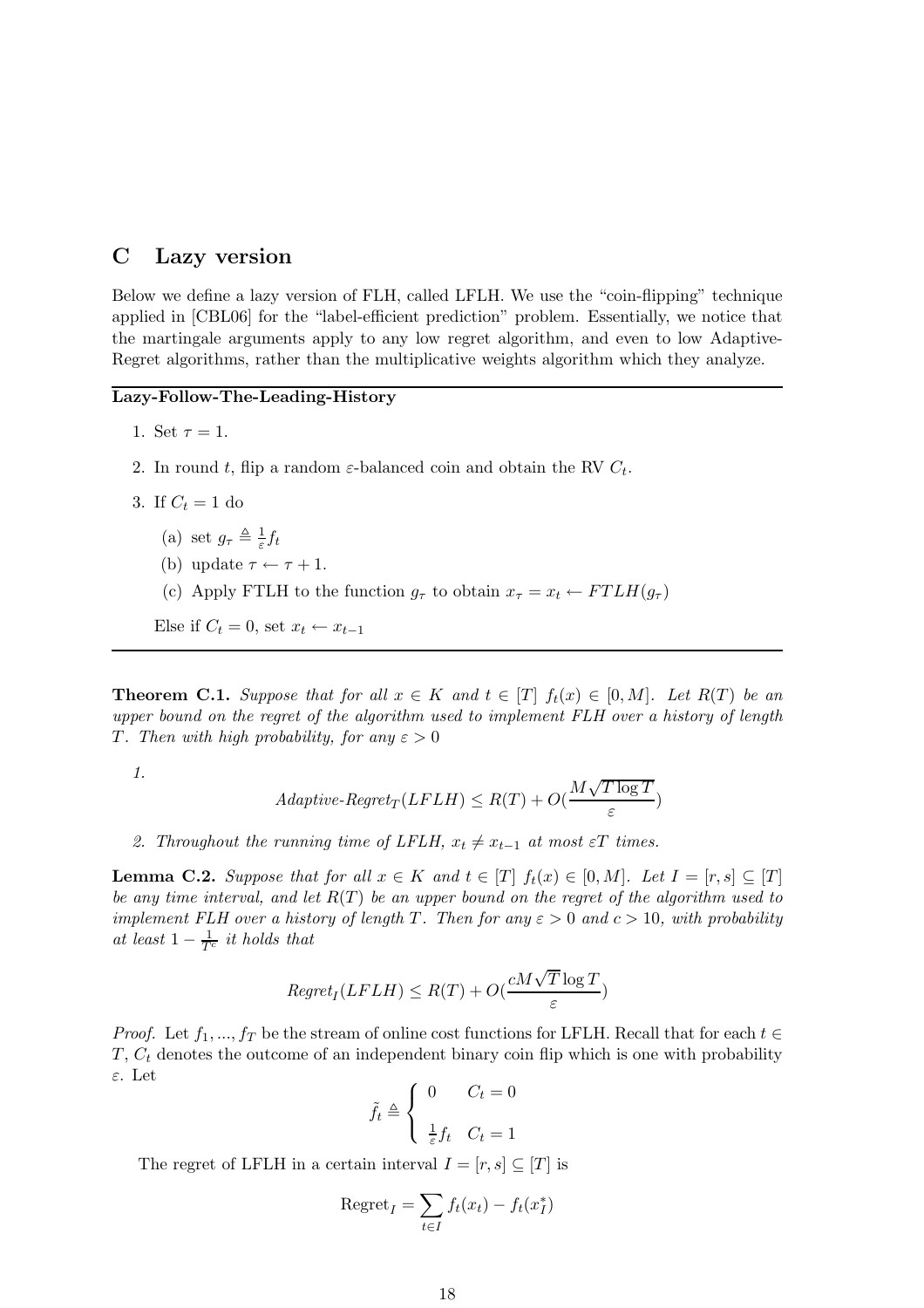## C Lazy version

Below we define a lazy version of FLH, called LFLH. We use the "coin-flipping" technique applied in [CBL06] for the "label-efficient prediction" problem. Essentially, we notice that the martingale arguments apply to any low regret algorithm, and even to low Adaptive-Regret algorithms, rather than the multiplicative weights algorithm which they analyze.

---

**Lazy-Follow-The-Leading-History**

1. Set $\tau = 1$.
2. In round $t$, flip a random $\varepsilon$-balanced coin and obtain the RV $C_t$.
3. If $C_t = 1$ do
   (a) set $g_\tau \triangleq \frac{1}{\varepsilon} f_t$
   (b) update $\tau \leftarrow \tau + 1$.
   (c) Apply FTLH to the function $g_\tau$ to obtain $x_\tau = x_t \leftarrow FTLH(g_\tau)$

   Else if $C_t = 0$, set $x_t \leftarrow x_{t-1}$

---

**Theorem C.1.** *Suppose that for all $x \in K$ and $t \in [T]$ $f_t(x) \in [0, M]$. Let $R(T)$ be an upper bound on the regret of the algorithm used to implement FLH over a history of length $T$. Then with high probability, for any $\varepsilon > 0$*

1. $$\textit{Adaptive-Regret}_T(LFLH) \leq R(T) + O(\frac{M\sqrt{T \log T}}{\varepsilon})$$

2. *Throughout the running time of LFLH, $x_t \neq x_{t-1}$ at most $\varepsilon T$ times.*

**Lemma C.2.** *Suppose that for all $x \in K$ and $t \in [T]$ $f_t(x) \in [0, M]$. Let $I = [r, s] \subseteq [T]$ be any time interval, and let $R(T)$ be an upper bound on the regret of the algorithm used to implement FLH over a history of length $T$. Then for any $\varepsilon > 0$ and $c > 10$, with probability at least $1 - \frac{1}{T^c}$ it holds that*

$$\textit{Regret}_I(LFLH) \leq R(T) + O(\frac{cM\sqrt{T} \log T}{\varepsilon})$$

*Proof.* Let $f_1, ..., f_T$ be the stream of online cost functions for LFLH. Recall that for each $t \in T$, $C_t$ denotes the outcome of an independent binary coin flip which is one with probability $\varepsilon$. Let

$$\tilde{f}_t \triangleq \begin{cases} 0 & C_t = 0 \\ \frac{1}{\varepsilon} f_t & C_t = 1 \end{cases}$$

The regret of LFLH in a certain interval $I = [r, s] \subseteq [T]$ is

$$\text{Regret}_I = \sum_{t \in I} f_t(x_t) - f_t(x_I^*)$$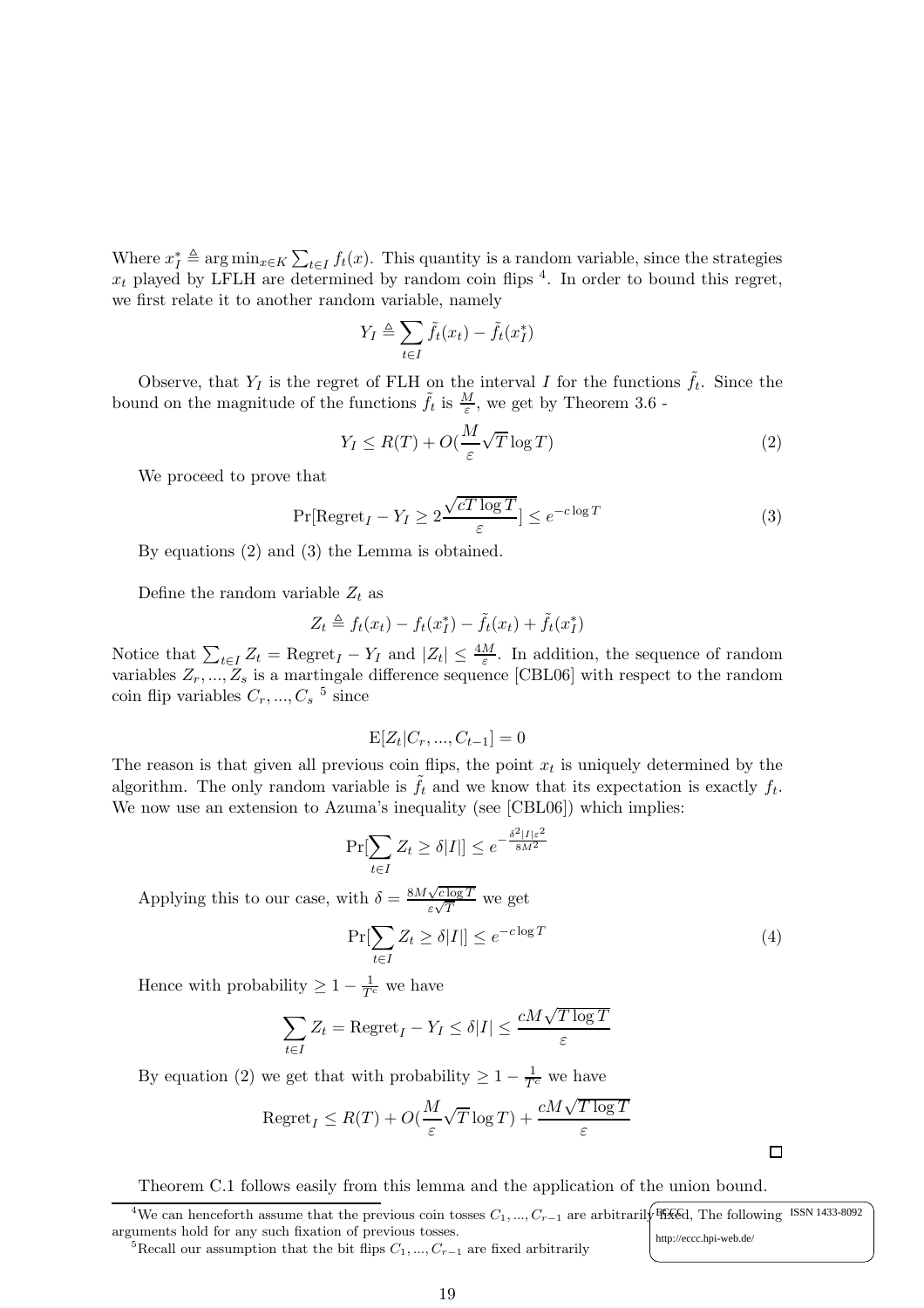Where $x_I^* \triangleq \arg\min_{x \in K} \sum_{t \in I} f_t(x)$. This quantity is a random variable, since the strategies $x_t$ played by LFLH are determined by random coin flips [4]. In order to bound this regret, we first relate it to another random variable, namely

$$Y_I \triangleq \sum_{t \in I} \tilde{f}_t(x_t) - \tilde{f}_t(x_I^*)$$

Observe, that $Y_I$ is the regret of FLH on the interval $I$ for the functions $\tilde{f}_t$. Since the bound on the magnitude of the functions $\tilde{f}_t$ is $\frac{M}{\varepsilon}$, we get by Theorem 3.6 -

$$Y_I \leq R(T) + O(\frac{M}{\varepsilon}\sqrt{T}\log T) \tag{2}$$

We proceed to prove that

$$\Pr[\text{Regret}_I - Y_I \geq 2\frac{\sqrt{cT\log T}}{\varepsilon}] \leq e^{-c\log T} \tag{3}$$

By equations (2) and (3) the Lemma is obtained.

Define the random variable $Z_t$ as

$$Z_t \triangleq f_t(x_t) - f_t(x_I^*) - \tilde{f}_t(x_t) + \tilde{f}_t(x_I^*)$$

Notice that $\sum_{t \in I} Z_t = \text{Regret}_I - Y_I$ and $|Z_t| \leq \frac{4M}{\varepsilon}$. In addition, the sequence of random variables $Z_r, ..., Z_s$ is a martingale difference sequence [CBL06] with respect to the random coin flip variables $C_r, ..., C_s$ [5] since

$$\text{E}[Z_t | C_r, ..., C_{t-1}] = 0$$

The reason is that given all previous coin flips, the point $x_t$ is uniquely determined by the algorithm. The only random variable is $\tilde{f}_t$ and we know that its expectation is exactly $f_t$. We now use an extension to Azuma's inequality (see [CBL06]) which implies:

$$\Pr[\sum_{t \in I} Z_t \geq \delta |I|] \leq e^{-\frac{\delta^2 |I| \varepsilon^2}{8M^2}}$$

Applying this to our case, with $\delta = \frac{8M\sqrt{c\log T}}{\varepsilon\sqrt{T}}$ we get

$$\Pr[\sum_{t \in I} Z_t \geq \delta |I|] \leq e^{-c\log T} \tag{4}$$

Hence with probability $\geq 1 - \frac{1}{T^c}$ we have

$$\sum_{t \in I} Z_t = \text{Regret}_I - Y_I \leq \delta |I| \leq \frac{cM\sqrt{T\log T}}{\varepsilon}$$

By equation (2) we get that with probability $\geq 1 - \frac{1}{T^c}$ we have

$$\text{Regret}_I \leq R(T) + O(\frac{M}{\varepsilon}\sqrt{T}\log T) + \frac{cM\sqrt{T\log T}}{\varepsilon}$$

□

Theorem C.1 follows easily from this lemma and the application of the union bound.

[4] We can henceforth assume that the previous coin tosses $C_1, ..., C_{r-1}$ are arbitrarily fixed, The following arguments hold for any such fixation of previous tosses.

[5] Recall our assumption that the bit flips $C_1, ..., C_{r-1}$ are fixed arbitrarily

ECCC ISSN 1433-8092

http://eccc.hpi-web.de/